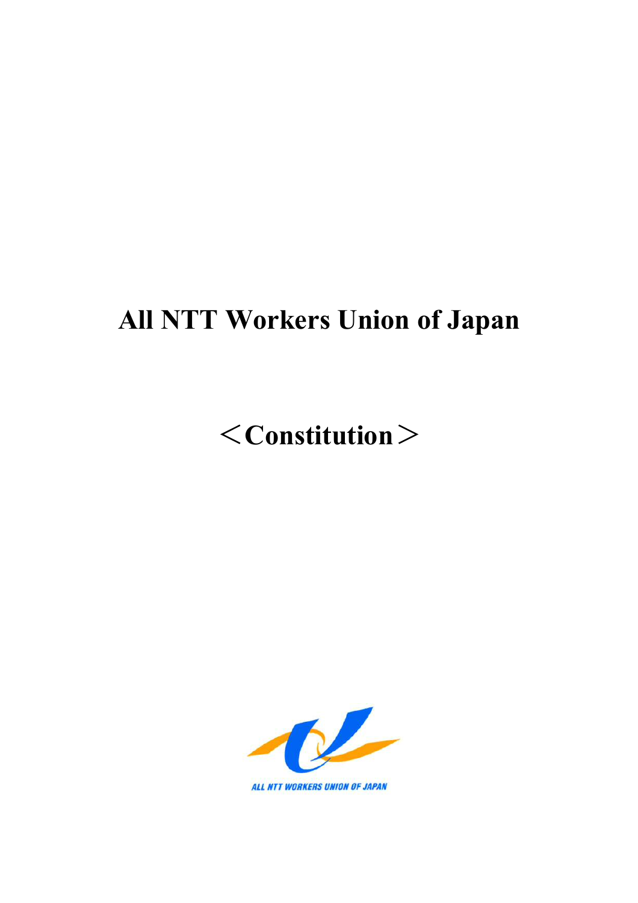# All NTT Workers Union of Japan

# ＜Constitution＞

ALL NTT WORKERS UNION OF JAPAN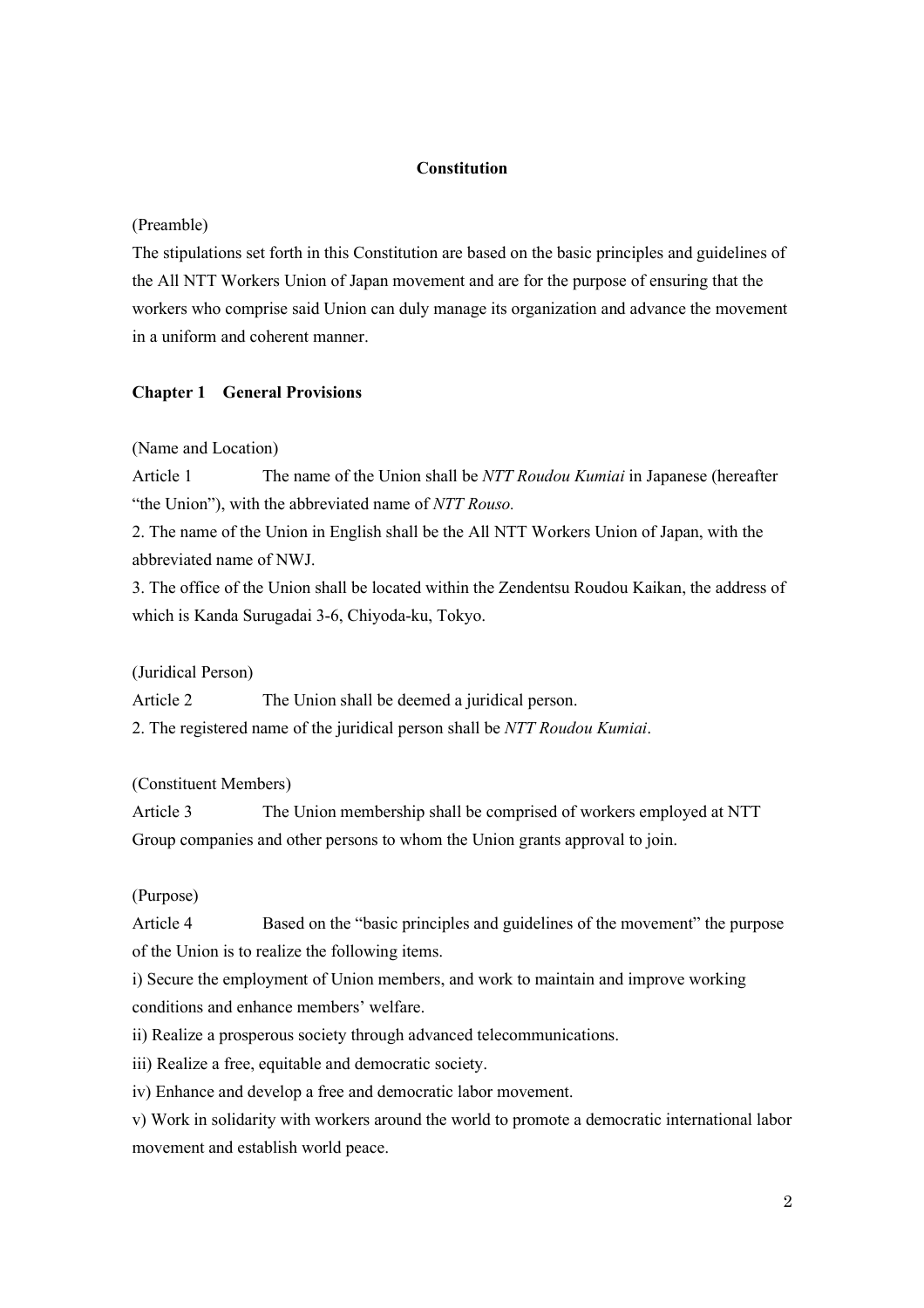# Constitution

(Preamble)

The stipulations set forth in this Constitution are based on the basic principles and guidelines of the All NTT Workers Union of Japan movement and are for the purpose of ensuring that the workers who comprise said Union can duly manage its organization and advance the movement in a uniform and coherent manner.

## Chapter 1 General Provisions

(Name and Location)

Article 1 The name of the Union shall be *NTT Roudou Kumiai* in Japanese (hereafter "the Union"), with the abbreviated name of *NTT Rouso.*

2. The name of the Union in English shall be the All NTT Workers Union of Japan, with the abbreviated name of NWJ.

3. The office of the Union shall be located within the Zendentsu Roudou Kaikan, the address of which is Kanda Surugadai 3-6, Chiyoda-ku, Tokyo.

(Juridical Person)

Article 2 The Union shall be deemed a juridical person.

2. The registered name of the juridical person shall be *NTT Roudou Kumiai*.

(Constituent Members)

Article 3 The Union membership shall be comprised of workers employed at NTT Group companies and other persons to whom the Union grants approval to join.

(Purpose)

Article 4 Based on the "basic principles and guidelines of the movement" the purpose of the Union is to realize the following items.

i) Secure the employment of Union members, and work to maintain and improve working conditions and enhance members' welfare.

ii) Realize a prosperous society through advanced telecommunications.

iii) Realize a free, equitable and democratic society.

iv) Enhance and develop a free and democratic labor movement.

v) Work in solidarity with workers around the world to promote a democratic international labor movement and establish world peace.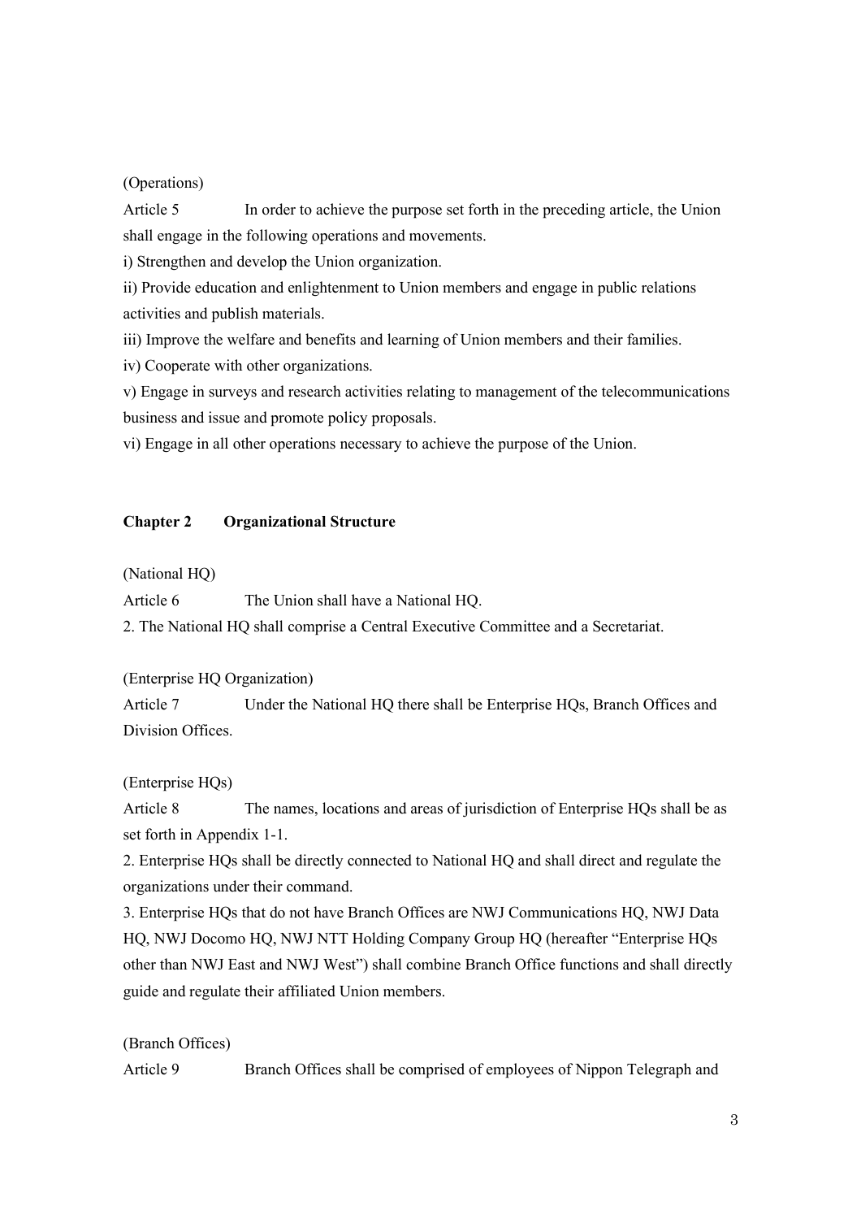(Operations)

Article 5 In order to achieve the purpose set forth in the preceding article, the Union shall engage in the following operations and movements.

i) Strengthen and develop the Union organization.

ii) Provide education and enlightenment to Union members and engage in public relations activities and publish materials.

iii) Improve the welfare and benefits and learning of Union members and their families.

iv) Cooperate with other organizations.

v) Engage in surveys and research activities relating to management of the telecommunications business and issue and promote policy proposals.

vi) Engage in all other operations necessary to achieve the purpose of the Union.

## Chapter 2 Organizational Structure

(National HQ)

Article 6 The Union shall have a National HQ.

2. The National HQ shall comprise a Central Executive Committee and a Secretariat.

(Enterprise HQ Organization)

Article 7 Under the National HQ there shall be Enterprise HQs, Branch Offices and Division Offices.

(Enterprise HQs)

Article 8 The names, locations and areas of jurisdiction of Enterprise HQs shall be as set forth in Appendix 1-1.

2. Enterprise HQs shall be directly connected to National HQ and shall direct and regulate the organizations under their command.

3. Enterprise HQs that do not have Branch Offices are NWJ Communications HQ, NWJ Data HQ, NWJ Docomo HQ, NWJ NTT Holding Company Group HQ (hereafter "Enterprise HQs other than NWJ East and NWJ West") shall combine Branch Office functions and shall directly guide and regulate their affiliated Union members.

(Branch Offices)

Article 9 Branch Offices shall be comprised of employees of Nippon Telegraph and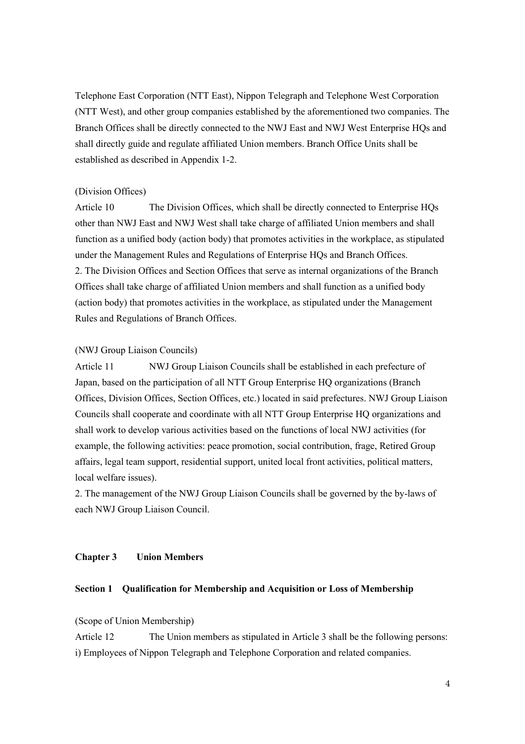Telephone East Corporation (NTT East), Nippon Telegraph and Telephone West Corporation (NTT West), and other group companies established by the aforementioned two companies. The Branch Offices shall be directly connected to the NWJ East and NWJ West Enterprise HQs and shall directly guide and regulate affiliated Union members. Branch Office Units shall be established as described in Appendix 1-2.

(Division Offices)

Article 10 The Division Offices, which shall be directly connected to Enterprise HQs other than NWJ East and NWJ West shall take charge of affiliated Union members and shall function as a unified body (action body) that promotes activities in the workplace, as stipulated under the Management Rules and Regulations of Enterprise HQs and Branch Offices.

2. The Division Offices and Section Offices that serve as internal organizations of the Branch Offices shall take charge of affiliated Union members and shall function as a unified body (action body) that promotes activities in the workplace, as stipulated under the Management Rules and Regulations of Branch Offices.

(NWJ Group Liaison Councils)

Article 11 NWJ Group Liaison Councils shall be established in each prefecture of Japan, based on the participation of all NTT Group Enterprise HQ organizations (Branch Offices, Division Offices, Section Offices, etc.) located in said prefectures. NWJ Group Liaison Councils shall cooperate and coordinate with all NTT Group Enterprise HQ organizations and shall work to develop various activities based on the functions of local NWJ activities (for example, the following activities: peace promotion, social contribution, frage, Retired Group affairs, legal team support, residential support, united local front activities, political matters, local welfare issues).

2. The management of the NWJ Group Liaison Councils shall be governed by the by-laws of each NWJ Group Liaison Council.

## Chapter 3 Union Members

### Section 1 Qualification for Membership and Acquisition or Loss of Membership

(Scope of Union Membership)

Article 12 The Union members as stipulated in Article 3 shall be the following persons:

i) Employees of Nippon Telegraph and Telephone Corporation and related companies.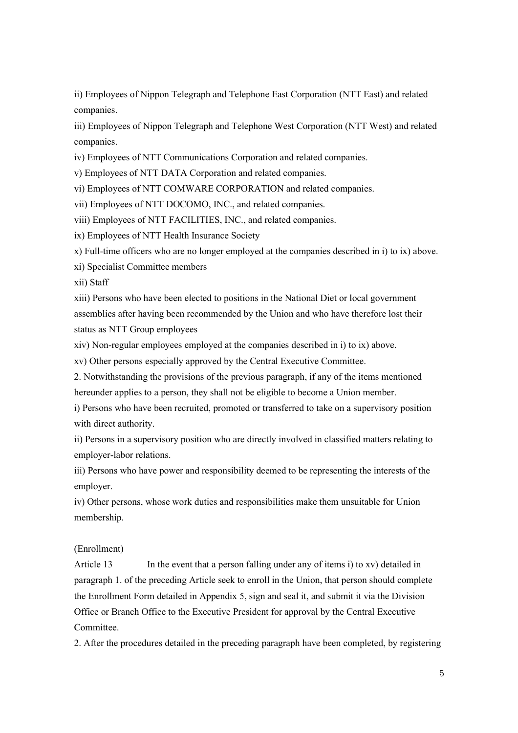ii) Employees of Nippon Telegraph and Telephone East Corporation (NTT East) and related companies.

iii) Employees of Nippon Telegraph and Telephone West Corporation (NTT West) and related companies.

iv) Employees of NTT Communications Corporation and related companies.

v) Employees of NTT DATA Corporation and related companies.

vi) Employees of NTT COMWARE CORPORATION and related companies.

vii) Employees of NTT DOCOMO, INC., and related companies.

viii) Employees of NTT FACILITIES, INC., and related companies.

ix) Employees of NTT Health Insurance Society

x) Full-time officers who are no longer employed at the companies described in i) to ix) above.

xi) Specialist Committee members

xii) Staff

xiii) Persons who have been elected to positions in the National Diet or local government assemblies after having been recommended by the Union and who have therefore lost their status as NTT Group employees

xiv) Non-regular employees employed at the companies described in i) to ix) above.

xv) Other persons especially approved by the Central Executive Committee.

2. Notwithstanding the provisions of the previous paragraph, if any of the items mentioned hereunder applies to a person, they shall not be eligible to become a Union member.

i) Persons who have been recruited, promoted or transferred to take on a supervisory position with direct authority.

ii) Persons in a supervisory position who are directly involved in classified matters relating to employer-labor relations.

iii) Persons who have power and responsibility deemed to be representing the interests of the employer.

iv) Other persons, whose work duties and responsibilities make them unsuitable for Union membership.

(Enrollment)

Article 13 In the event that a person falling under any of items i) to xv) detailed in paragraph 1. of the preceding Article seek to enroll in the Union, that person should complete the Enrollment Form detailed in Appendix 5, sign and seal it, and submit it via the Division Office or Branch Office to the Executive President for approval by the Central Executive Committee.

2. After the procedures detailed in the preceding paragraph have been completed, by registering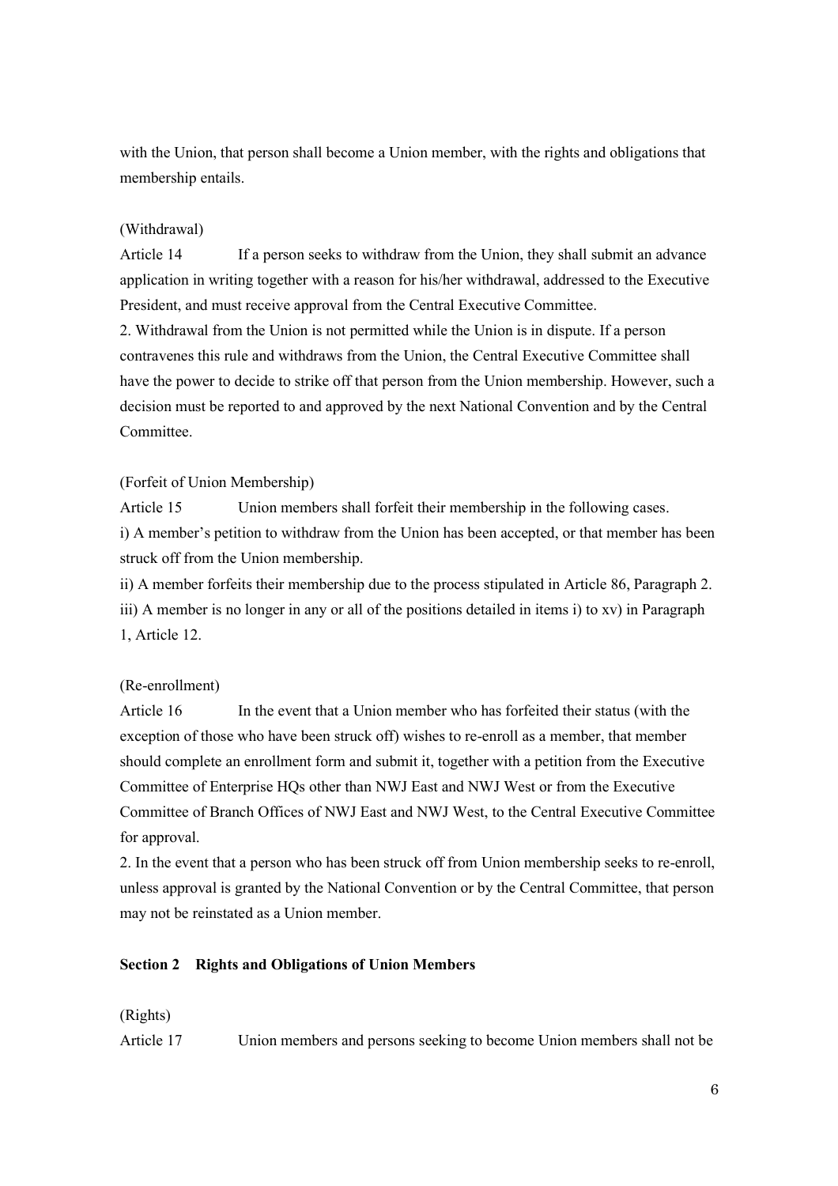with the Union, that person shall become a Union member, with the rights and obligations that membership entails.

(Withdrawal)

Article 14 If a person seeks to withdraw from the Union, they shall submit an advance application in writing together with a reason for his/her withdrawal, addressed to the Executive President, and must receive approval from the Central Executive Committee.

2. Withdrawal from the Union is not permitted while the Union is in dispute. If a person contravenes this rule and withdraws from the Union, the Central Executive Committee shall have the power to decide to strike off that person from the Union membership. However, such a decision must be reported to and approved by the next National Convention and by the Central Committee.

(Forfeit of Union Membership)

Article 15 Union members shall forfeit their membership in the following cases.

i) A member's petition to withdraw from the Union has been accepted, or that member has been struck off from the Union membership.

ii) A member forfeits their membership due to the process stipulated in Article 86, Paragraph 2.

iii) A member is no longer in any or all of the positions detailed in items i) to xv) in Paragraph 1, Article 12.

(Re-enrollment)

Article 16 In the event that a Union member who has forfeited their status (with the exception of those who have been struck off) wishes to re-enroll as a member, that member should complete an enrollment form and submit it, together with a petition from the Executive Committee of Enterprise HQs other than NWJ East and NWJ West or from the Executive Committee of Branch Offices of NWJ East and NWJ West, to the Central Executive Committee for approval.

2. In the event that a person who has been struck off from Union membership seeks to re-enroll, unless approval is granted by the National Convention or by the Central Committee, that person may not be reinstated as a Union member.

**Section 2 Rights and Obligations of Union Members**

(Rights)

Article 17 Union members and persons seeking to become Union members shall not be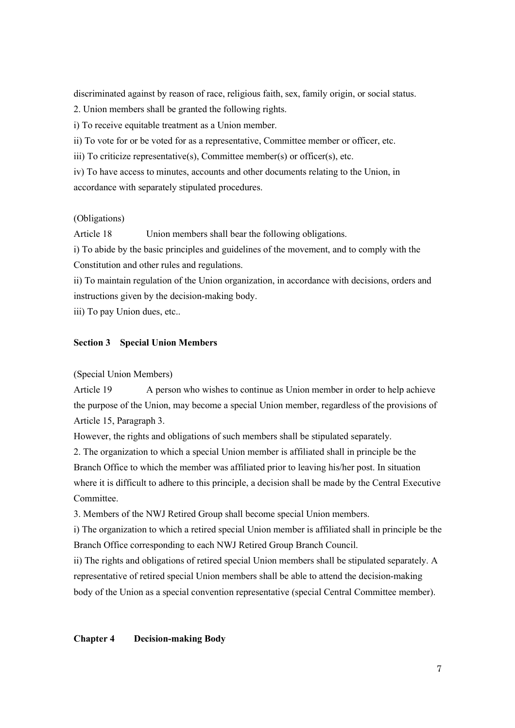discriminated against by reason of race, religious faith, sex, family origin, or social status.

2. Union members shall be granted the following rights.

i) To receive equitable treatment as a Union member.

ii) To vote for or be voted for as a representative, Committee member or officer, etc.

iii) To criticize representative(s), Committee member(s) or officer(s), etc.

iv) To have access to minutes, accounts and other documents relating to the Union, in accordance with separately stipulated procedures.

(Obligations)

Article 18 Union members shall bear the following obligations.

i) To abide by the basic principles and guidelines of the movement, and to comply with the Constitution and other rules and regulations.

ii) To maintain regulation of the Union organization, in accordance with decisions, orders and instructions given by the decision-making body.

iii) To pay Union dues, etc..

### Section 3 Special Union Members

(Special Union Members)

Article 19 A person who wishes to continue as Union member in order to help achieve the purpose of the Union, may become a special Union member, regardless of the provisions of Article 15, Paragraph 3.

However, the rights and obligations of such members shall be stipulated separately.

2. The organization to which a special Union member is affiliated shall in principle be the Branch Office to which the member was affiliated prior to leaving his/her post. In situation where it is difficult to adhere to this principle, a decision shall be made by the Central Executive Committee.

3. Members of the NWJ Retired Group shall become special Union members.

i) The organization to which a retired special Union member is affiliated shall in principle be the Branch Office corresponding to each NWJ Retired Group Branch Council.

ii) The rights and obligations of retired special Union members shall be stipulated separately. A representative of retired special Union members shall be able to attend the decision-making body of the Union as a special convention representative (special Central Committee member).

## Chapter 4 Decision-making Body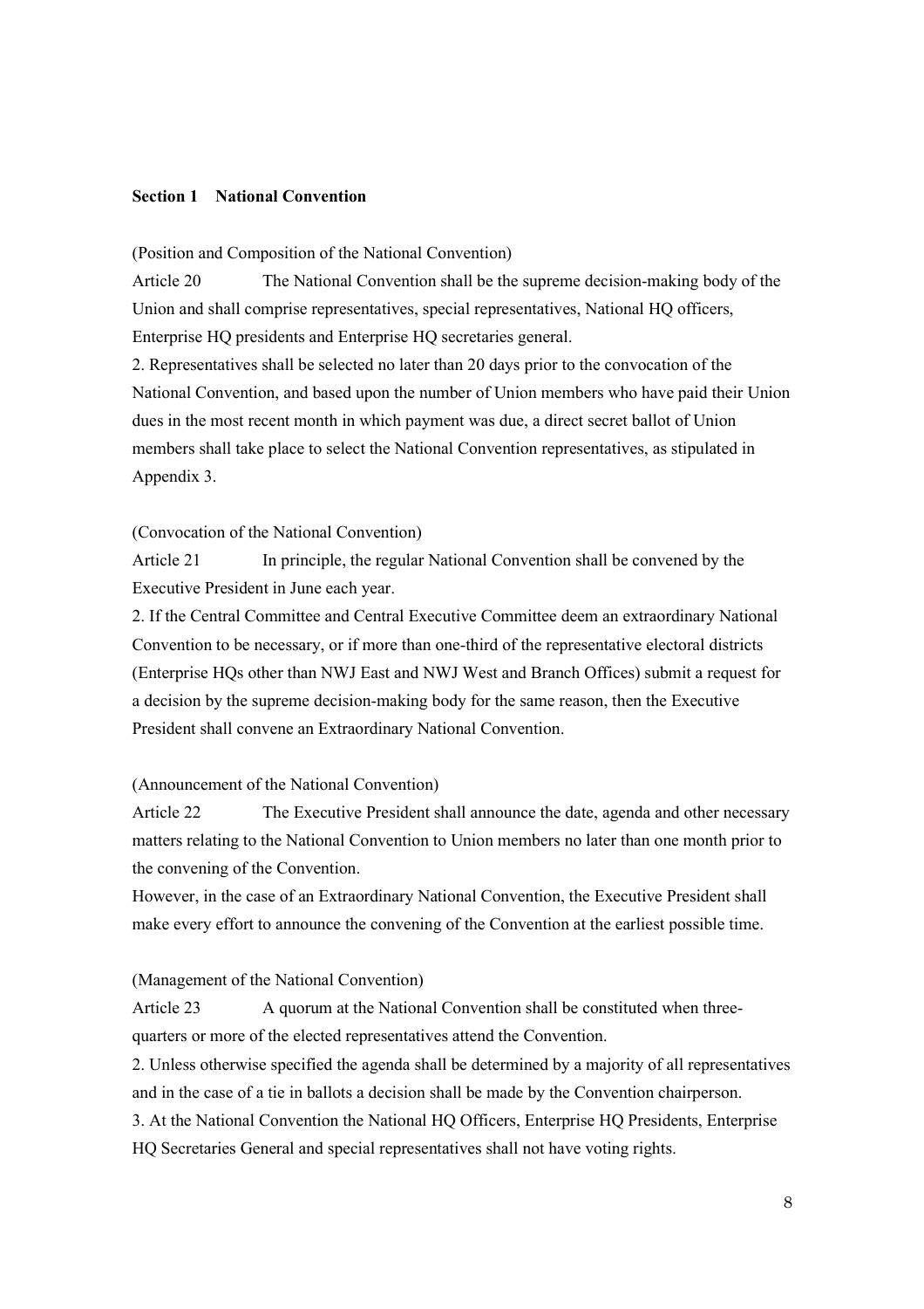## Section 1 National Convention

(Position and Composition of the National Convention)

Article 20 The National Convention shall be the supreme decision-making body of the Union and shall comprise representatives, special representatives, National HQ officers, Enterprise HQ presidents and Enterprise HQ secretaries general.

2. Representatives shall be selected no later than 20 days prior to the convocation of the National Convention, and based upon the number of Union members who have paid their Union dues in the most recent month in which payment was due, a direct secret ballot of Union members shall take place to select the National Convention representatives, as stipulated in Appendix 3.

(Convocation of the National Convention)

Article 21 In principle, the regular National Convention shall be convened by the Executive President in June each year.

2. If the Central Committee and Central Executive Committee deem an extraordinary National Convention to be necessary, or if more than one-third of the representative electoral districts (Enterprise HQs other than NWJ East and NWJ West and Branch Offices) submit a request for a decision by the supreme decision-making body for the same reason, then the Executive President shall convene an Extraordinary National Convention.

(Announcement of the National Convention)

Article 22 The Executive President shall announce the date, agenda and other necessary matters relating to the National Convention to Union members no later than one month prior to the convening of the Convention.

However, in the case of an Extraordinary National Convention, the Executive President shall make every effort to announce the convening of the Convention at the earliest possible time.

(Management of the National Convention)

Article 23 A quorum at the National Convention shall be constituted when three-quarters or more of the elected representatives attend the Convention.

2. Unless otherwise specified the agenda shall be determined by a majority of all representatives and in the case of a tie in ballots a decision shall be made by the Convention chairperson.

3. At the National Convention the National HQ Officers, Enterprise HQ Presidents, Enterprise HQ Secretaries General and special representatives shall not have voting rights.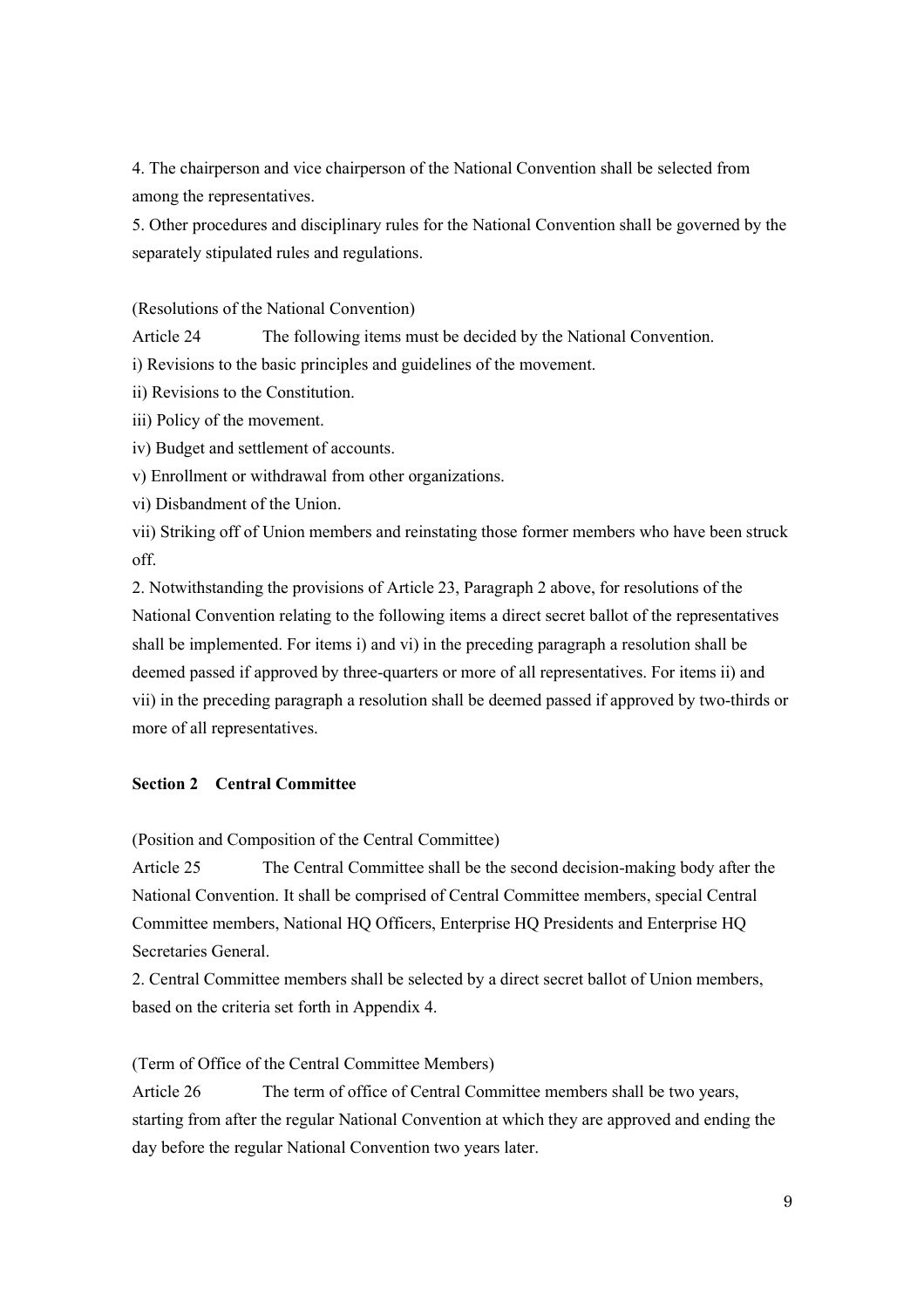4. The chairperson and vice chairperson of the National Convention shall be selected from among the representatives.

5. Other procedures and disciplinary rules for the National Convention shall be governed by the separately stipulated rules and regulations.

(Resolutions of the National Convention)

Article 24 The following items must be decided by the National Convention.

i) Revisions to the basic principles and guidelines of the movement.

ii) Revisions to the Constitution.

iii) Policy of the movement.

iv) Budget and settlement of accounts.

v) Enrollment or withdrawal from other organizations.

vi) Disbandment of the Union.

vii) Striking off of Union members and reinstating those former members who have been struck off.

2. Notwithstanding the provisions of Article 23, Paragraph 2 above, for resolutions of the National Convention relating to the following items a direct secret ballot of the representatives shall be implemented. For items i) and vi) in the preceding paragraph a resolution shall be deemed passed if approved by three-quarters or more of all representatives. For items ii) and vii) in the preceding paragraph a resolution shall be deemed passed if approved by two-thirds or more of all representatives.

### Section 2 Central Committee

(Position and Composition of the Central Committee)

Article 25 The Central Committee shall be the second decision-making body after the National Convention. It shall be comprised of Central Committee members, special Central Committee members, National HQ Officers, Enterprise HQ Presidents and Enterprise HQ Secretaries General.

2. Central Committee members shall be selected by a direct secret ballot of Union members, based on the criteria set forth in Appendix 4.

(Term of Office of the Central Committee Members)

Article 26 The term of office of Central Committee members shall be two years, starting from after the regular National Convention at which they are approved and ending the day before the regular National Convention two years later.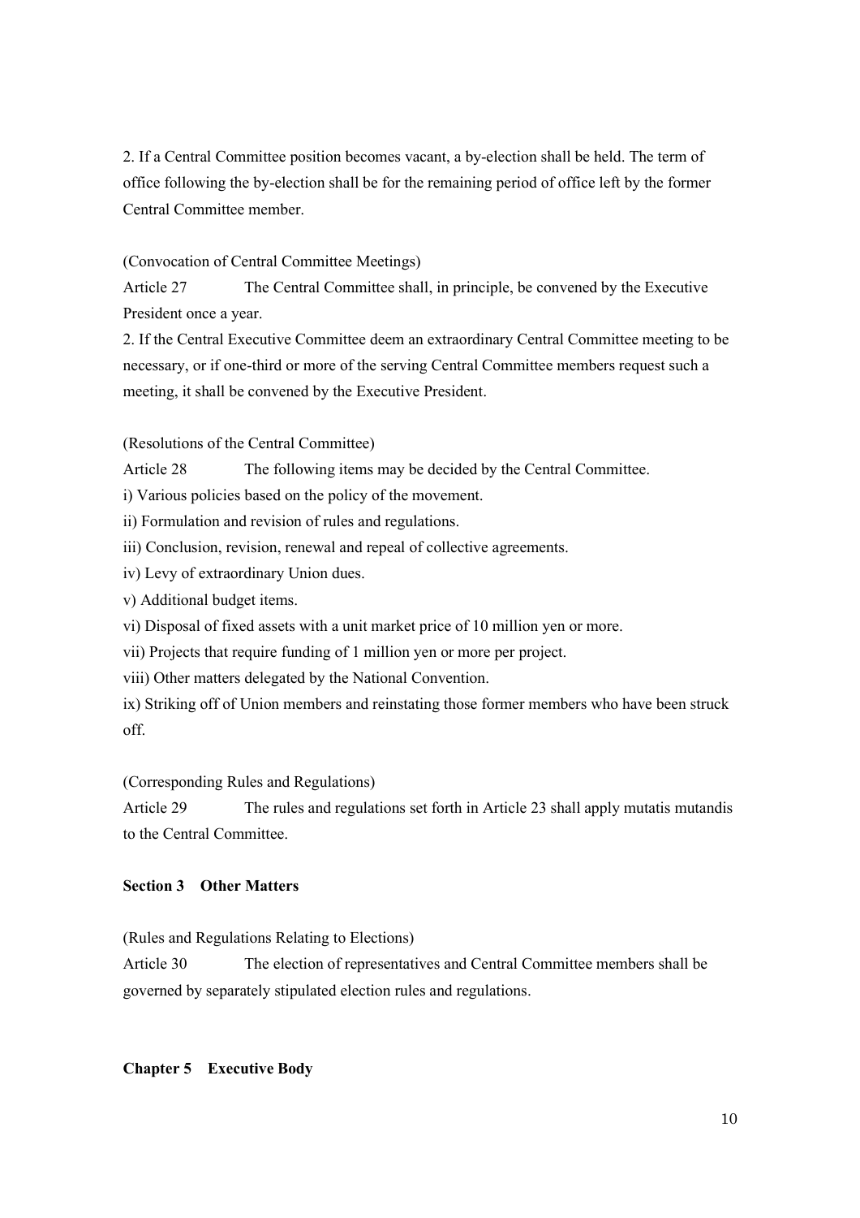2. If a Central Committee position becomes vacant, a by-election shall be held. The term of office following the by-election shall be for the remaining period of office left by the former Central Committee member.

(Convocation of Central Committee Meetings)

Article 27 The Central Committee shall, in principle, be convened by the Executive President once a year.

2. If the Central Executive Committee deem an extraordinary Central Committee meeting to be necessary, or if one-third or more of the serving Central Committee members request such a meeting, it shall be convened by the Executive President.

(Resolutions of the Central Committee)

Article 28 The following items may be decided by the Central Committee.

i) Various policies based on the policy of the movement.

ii) Formulation and revision of rules and regulations.

iii) Conclusion, revision, renewal and repeal of collective agreements.

iv) Levy of extraordinary Union dues.

v) Additional budget items.

vi) Disposal of fixed assets with a unit market price of 10 million yen or more.

vii) Projects that require funding of 1 million yen or more per project.

viii) Other matters delegated by the National Convention.

ix) Striking off of Union members and reinstating those former members who have been struck off.

(Corresponding Rules and Regulations)

Article 29 The rules and regulations set forth in Article 23 shall apply mutatis mutandis to the Central Committee.

### Section 3 Other Matters

(Rules and Regulations Relating to Elections)

Article 30 The election of representatives and Central Committee members shall be governed by separately stipulated election rules and regulations.

## Chapter 5 Executive Body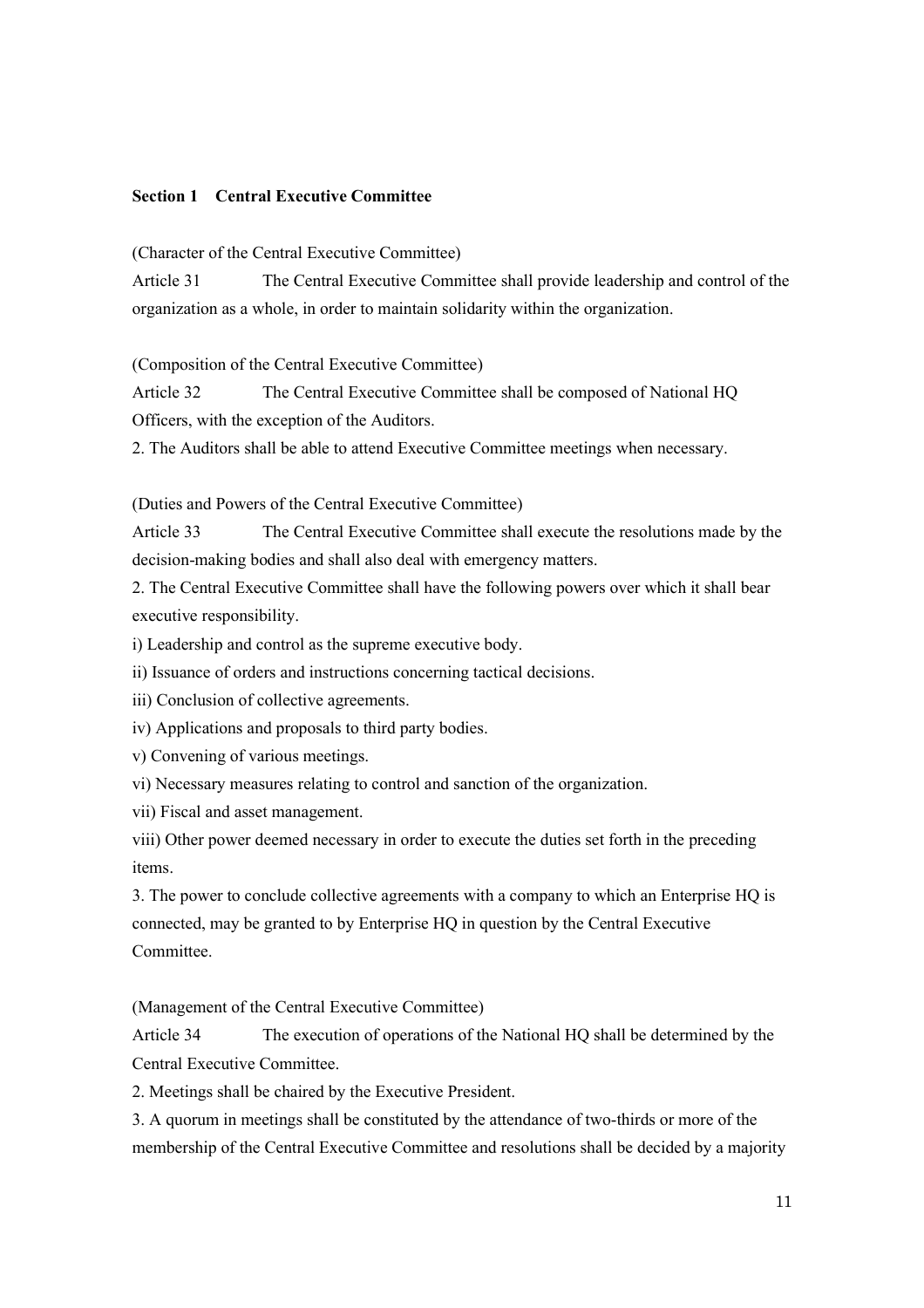### Section 1 Central Executive Committee

(Character of the Central Executive Committee)

Article 31 The Central Executive Committee shall provide leadership and control of the organization as a whole, in order to maintain solidarity within the organization.

(Composition of the Central Executive Committee)

Article 32 The Central Executive Committee shall be composed of National HQ Officers, with the exception of the Auditors.

2. The Auditors shall be able to attend Executive Committee meetings when necessary.

(Duties and Powers of the Central Executive Committee)

Article 33 The Central Executive Committee shall execute the resolutions made by the decision-making bodies and shall also deal with emergency matters.

2. The Central Executive Committee shall have the following powers over which it shall bear executive responsibility.

i) Leadership and control as the supreme executive body.

ii) Issuance of orders and instructions concerning tactical decisions.

iii) Conclusion of collective agreements.

iv) Applications and proposals to third party bodies.

v) Convening of various meetings.

vi) Necessary measures relating to control and sanction of the organization.

vii) Fiscal and asset management.

viii) Other power deemed necessary in order to execute the duties set forth in the preceding items.

3. The power to conclude collective agreements with a company to which an Enterprise HQ is connected, may be granted to by Enterprise HQ in question by the Central Executive Committee.

(Management of the Central Executive Committee)

Article 34 The execution of operations of the National HQ shall be determined by the Central Executive Committee.

2. Meetings shall be chaired by the Executive President.

3. A quorum in meetings shall be constituted by the attendance of two-thirds or more of the membership of the Central Executive Committee and resolutions shall be decided by a majority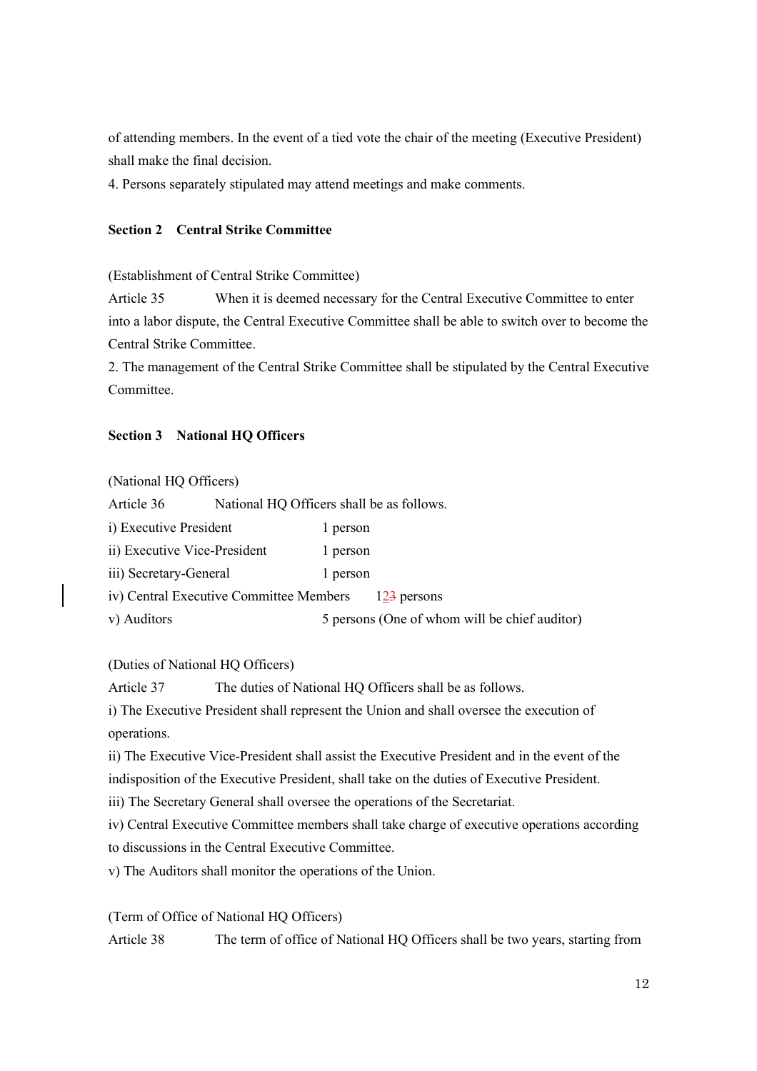of attending members. In the event of a tied vote the chair of the meeting (Executive President) shall make the final decision.

4. Persons separately stipulated may attend meetings and make comments.

### Section 2　Central Strike Committee

(Establishment of Central Strike Committee)

Article 35　　When it is deemed necessary for the Central Executive Committee to enter into a labor dispute, the Central Executive Committee shall be able to switch over to become the Central Strike Committee.

2. The management of the Central Strike Committee shall be stipulated by the Central Executive Committee.

### Section 3　National HQ Officers

(National HQ Officers)

Article 36　　National HQ Officers shall be as follows.

| | |
|---|---|
| i) Executive President | 1 person |
| ii) Executive Vice-President | 1 person |
| iii) Secretary-General | 1 person |
| iv) Central Executive Committee Members | 12~~3~~ persons |
| v) Auditors | 5 persons (One of whom will be chief auditor) |

(Duties of National HQ Officers)

Article 37　　The duties of National HQ Officers shall be as follows.

i) The Executive President shall represent the Union and shall oversee the execution of operations.

ii) The Executive Vice-President shall assist the Executive President and in the event of the indisposition of the Executive President, shall take on the duties of Executive President.

iii) The Secretary General shall oversee the operations of the Secretariat.

iv) Central Executive Committee members shall take charge of executive operations according to discussions in the Central Executive Committee.

v) The Auditors shall monitor the operations of the Union.

(Term of Office of National HQ Officers)

Article 38　　The term of office of National HQ Officers shall be two years, starting from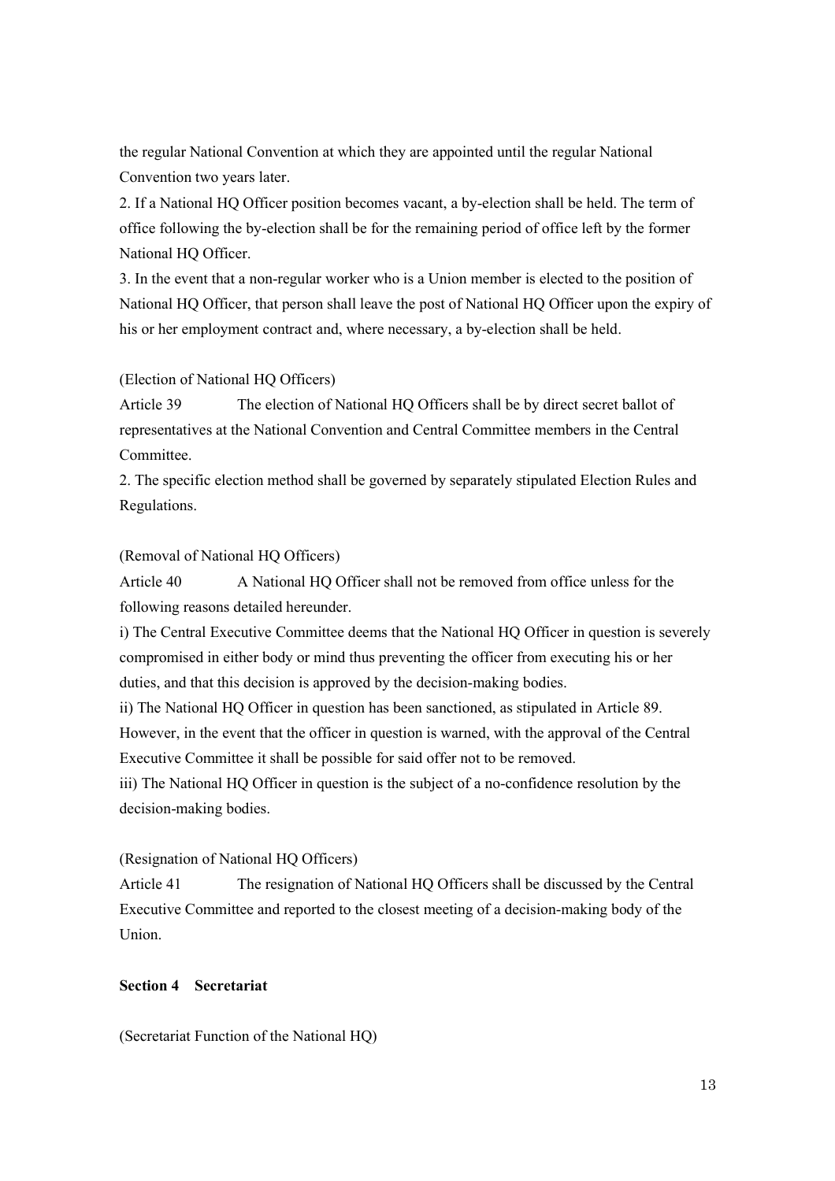the regular National Convention at which they are appointed until the regular National Convention two years later.

2. If a National HQ Officer position becomes vacant, a by-election shall be held. The term of office following the by-election shall be for the remaining period of office left by the former National HQ Officer.

3. In the event that a non-regular worker who is a Union member is elected to the position of National HQ Officer, that person shall leave the post of National HQ Officer upon the expiry of his or her employment contract and, where necessary, a by-election shall be held.

(Election of National HQ Officers)

Article 39 The election of National HQ Officers shall be by direct secret ballot of representatives at the National Convention and Central Committee members in the Central Committee.

2. The specific election method shall be governed by separately stipulated Election Rules and Regulations.

(Removal of National HQ Officers)

Article 40 A National HQ Officer shall not be removed from office unless for the following reasons detailed hereunder.

i) The Central Executive Committee deems that the National HQ Officer in question is severely compromised in either body or mind thus preventing the officer from executing his or her duties, and that this decision is approved by the decision-making bodies.

ii) The National HQ Officer in question has been sanctioned, as stipulated in Article 89. However, in the event that the officer in question is warned, with the approval of the Central Executive Committee it shall be possible for said offer not to be removed.

iii) The National HQ Officer in question is the subject of a no-confidence resolution by the decision-making bodies.

(Resignation of National HQ Officers)

Article 41 The resignation of National HQ Officers shall be discussed by the Central Executive Committee and reported to the closest meeting of a decision-making body of the Union.

### Section 4 Secretariat

(Secretariat Function of the National HQ)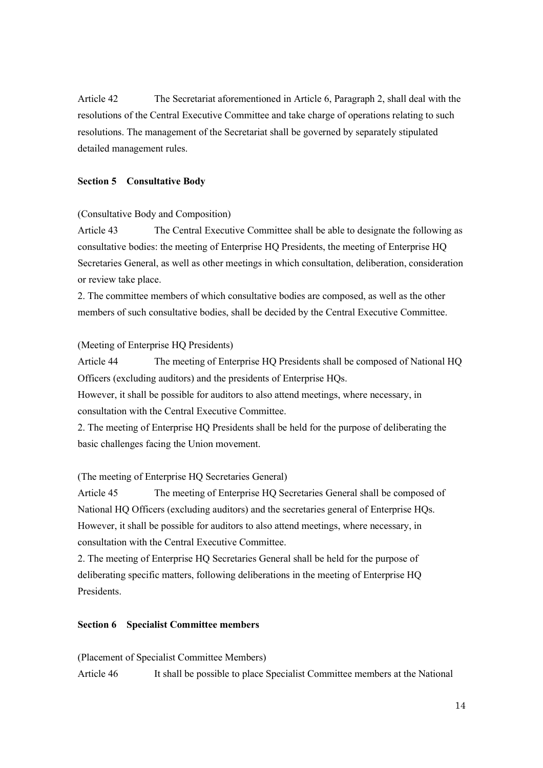Article 42 The Secretariat aforementioned in Article 6, Paragraph 2, shall deal with the resolutions of the Central Executive Committee and take charge of operations relating to such resolutions. The management of the Secretariat shall be governed by separately stipulated detailed management rules.

### Section 5 Consultative Body

(Consultative Body and Composition)

Article 43 The Central Executive Committee shall be able to designate the following as consultative bodies: the meeting of Enterprise HQ Presidents, the meeting of Enterprise HQ Secretaries General, as well as other meetings in which consultation, deliberation, consideration or review take place.

2. The committee members of which consultative bodies are composed, as well as the other members of such consultative bodies, shall be decided by the Central Executive Committee.

(Meeting of Enterprise HQ Presidents)

Article 44 The meeting of Enterprise HQ Presidents shall be composed of National HQ Officers (excluding auditors) and the presidents of Enterprise HQs.

However, it shall be possible for auditors to also attend meetings, where necessary, in consultation with the Central Executive Committee.

2. The meeting of Enterprise HQ Presidents shall be held for the purpose of deliberating the basic challenges facing the Union movement.

(The meeting of Enterprise HQ Secretaries General)

Article 45 The meeting of Enterprise HQ Secretaries General shall be composed of National HQ Officers (excluding auditors) and the secretaries general of Enterprise HQs. However, it shall be possible for auditors to also attend meetings, where necessary, in consultation with the Central Executive Committee.

2. The meeting of Enterprise HQ Secretaries General shall be held for the purpose of deliberating specific matters, following deliberations in the meeting of Enterprise HQ Presidents.

### Section 6 Specialist Committee members

(Placement of Specialist Committee Members)

Article 46 It shall be possible to place Specialist Committee members at the National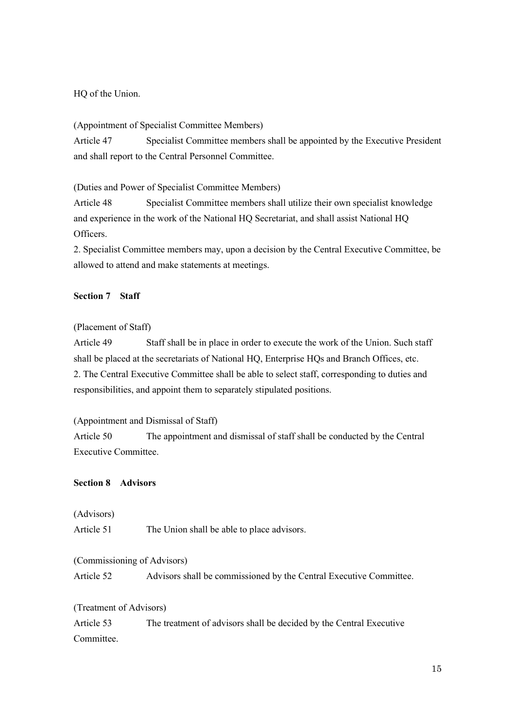HQ of the Union.

(Appointment of Specialist Committee Members)

Article 47 Specialist Committee members shall be appointed by the Executive President and shall report to the Central Personnel Committee.

(Duties and Power of Specialist Committee Members)

Article 48 Specialist Committee members shall utilize their own specialist knowledge and experience in the work of the National HQ Secretariat, and shall assist National HQ Officers.

2. Specialist Committee members may, upon a decision by the Central Executive Committee, be allowed to attend and make statements at meetings.

### Section 7 Staff

(Placement of Staff)

Article 49 Staff shall be in place in order to execute the work of the Union. Such staff shall be placed at the secretariats of National HQ, Enterprise HQs and Branch Offices, etc.

2. The Central Executive Committee shall be able to select staff, corresponding to duties and responsibilities, and appoint them to separately stipulated positions.

(Appointment and Dismissal of Staff)

Article 50 The appointment and dismissal of staff shall be conducted by the Central Executive Committee.

### Section 8 Advisors

(Advisors)

Article 51 The Union shall be able to place advisors.

(Commissioning of Advisors)

Article 52 Advisors shall be commissioned by the Central Executive Committee.

(Treatment of Advisors)

Article 53 The treatment of advisors shall be decided by the Central Executive Committee.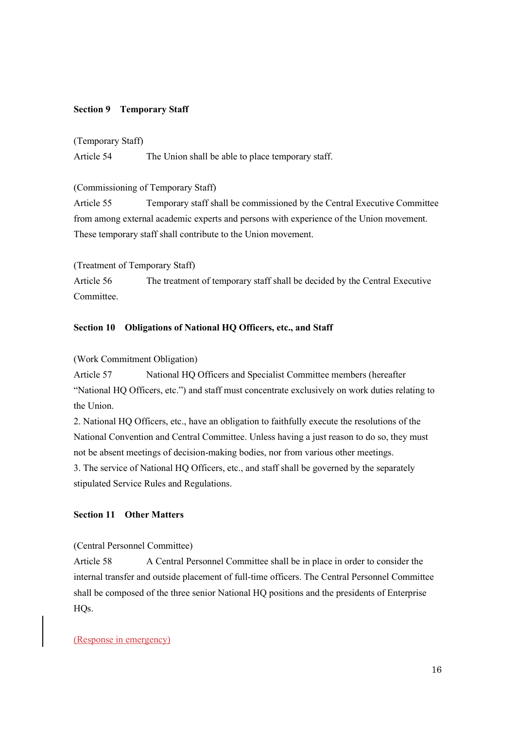## Section 9 Temporary Staff

(Temporary Staff)

Article 54 The Union shall be able to place temporary staff.

(Commissioning of Temporary Staff)

Article 55 Temporary staff shall be commissioned by the Central Executive Committee from among external academic experts and persons with experience of the Union movement. These temporary staff shall contribute to the Union movement.

(Treatment of Temporary Staff)

Article 56 The treatment of temporary staff shall be decided by the Central Executive Committee.

## Section 10 Obligations of National HQ Officers, etc., and Staff

(Work Commitment Obligation)

Article 57 National HQ Officers and Specialist Committee members (hereafter "National HQ Officers, etc.") and staff must concentrate exclusively on work duties relating to the Union.

2. National HQ Officers, etc., have an obligation to faithfully execute the resolutions of the National Convention and Central Committee. Unless having a just reason to do so, they must not be absent meetings of decision-making bodies, nor from various other meetings.

3. The service of National HQ Officers, etc., and staff shall be governed by the separately stipulated Service Rules and Regulations.

## Section 11 Other Matters

(Central Personnel Committee)

Article 58 A Central Personnel Committee shall be in place in order to consider the internal transfer and outside placement of full-time officers. The Central Personnel Committee shall be composed of the three senior National HQ positions and the presidents of Enterprise HQs.

(Response in emergency)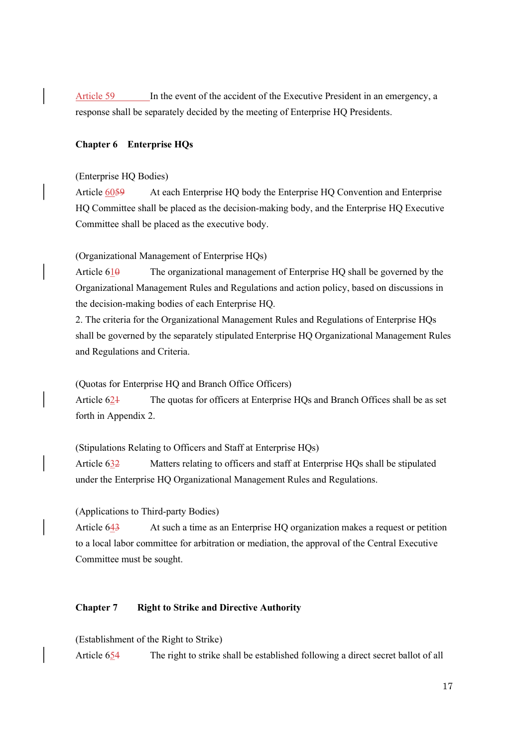Article 59 In the event of the accident of the Executive President in an emergency, a response shall be separately decided by the meeting of Enterprise HQ Presidents.

**Chapter 6 Enterprise HQs**

(Enterprise HQ Bodies)

Article 6059 At each Enterprise HQ body the Enterprise HQ Convention and Enterprise HQ Committee shall be placed as the decision-making body, and the Enterprise HQ Executive Committee shall be placed as the executive body.

(Organizational Management of Enterprise HQs)

Article 610 The organizational management of Enterprise HQ shall be governed by the Organizational Management Rules and Regulations and action policy, based on discussions in the decision-making bodies of each Enterprise HQ.

2. The criteria for the Organizational Management Rules and Regulations of Enterprise HQs shall be governed by the separately stipulated Enterprise HQ Organizational Management Rules and Regulations and Criteria.

(Quotas for Enterprise HQ and Branch Office Officers)

Article 621 The quotas for officers at Enterprise HQs and Branch Offices shall be as set forth in Appendix 2.

(Stipulations Relating to Officers and Staff at Enterprise HQs)

Article 632 Matters relating to officers and staff at Enterprise HQs shall be stipulated under the Enterprise HQ Organizational Management Rules and Regulations.

(Applications to Third-party Bodies)

Article 643 At such a time as an Enterprise HQ organization makes a request or petition to a local labor committee for arbitration or mediation, the approval of the Central Executive Committee must be sought.

**Chapter 7 Right to Strike and Directive Authority**

(Establishment of the Right to Strike)

Article 654 The right to strike shall be established following a direct secret ballot of all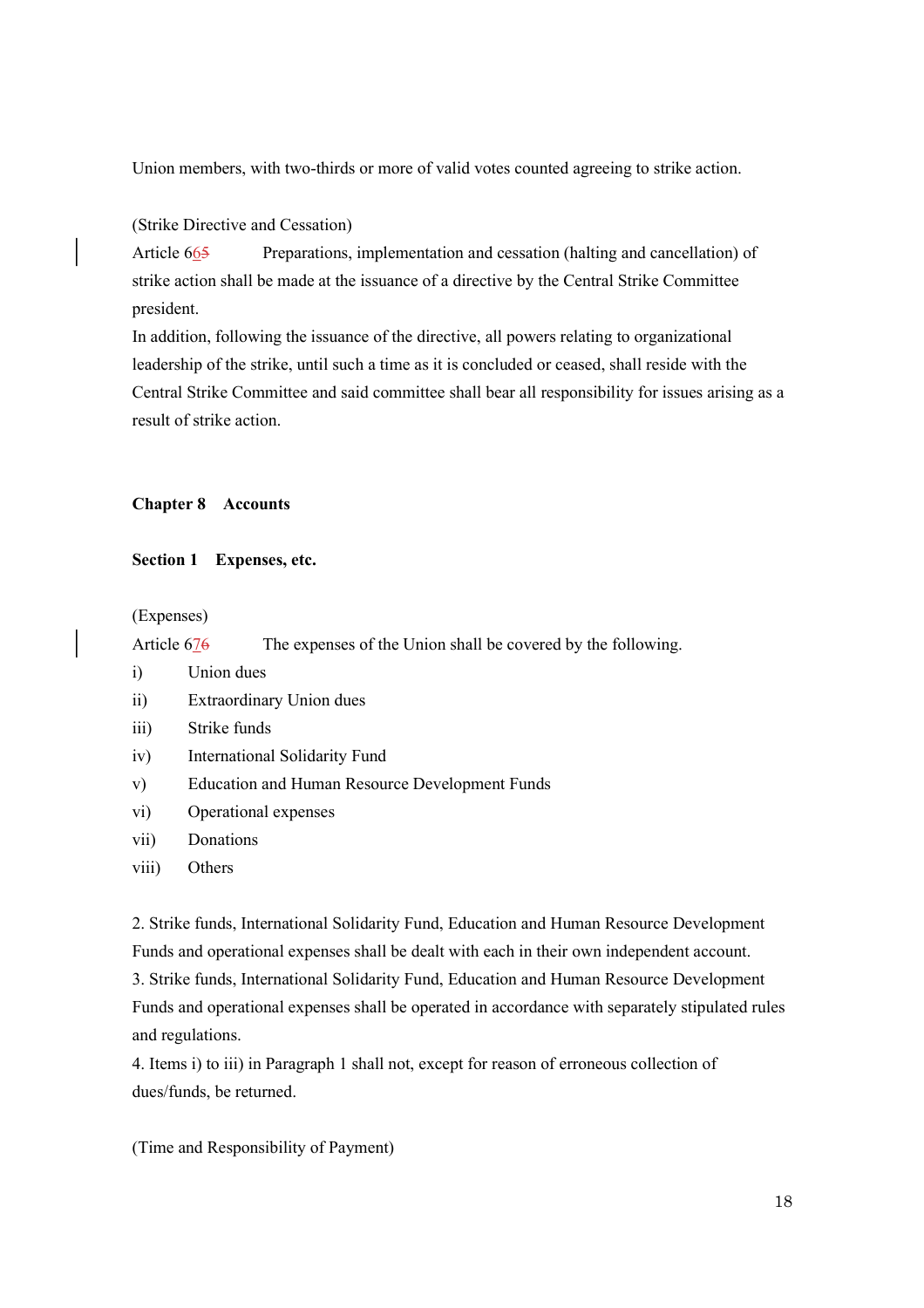Union members, with two-thirds or more of valid votes counted agreeing to strike action.

(Strike Directive and Cessation)

Article 665 Preparations, implementation and cessation (halting and cancellation) of strike action shall be made at the issuance of a directive by the Central Strike Committee president.

In addition, following the issuance of the directive, all powers relating to organizational leadership of the strike, until such a time as it is concluded or ceased, shall reside with the Central Strike Committee and said committee shall bear all responsibility for issues arising as a result of strike action.

## Chapter 8 Accounts

### Section 1 Expenses, etc.

(Expenses)

Article 676 The expenses of the Union shall be covered by the following.

i) Union dues
ii) Extraordinary Union dues
iii) Strike funds
iv) International Solidarity Fund
v) Education and Human Resource Development Funds
vi) Operational expenses
vii) Donations
viii) Others

2. Strike funds, International Solidarity Fund, Education and Human Resource Development Funds and operational expenses shall be dealt with each in their own independent account.

3. Strike funds, International Solidarity Fund, Education and Human Resource Development Funds and operational expenses shall be operated in accordance with separately stipulated rules and regulations.

4. Items i) to iii) in Paragraph 1 shall not, except for reason of erroneous collection of dues/funds, be returned.

(Time and Responsibility of Payment)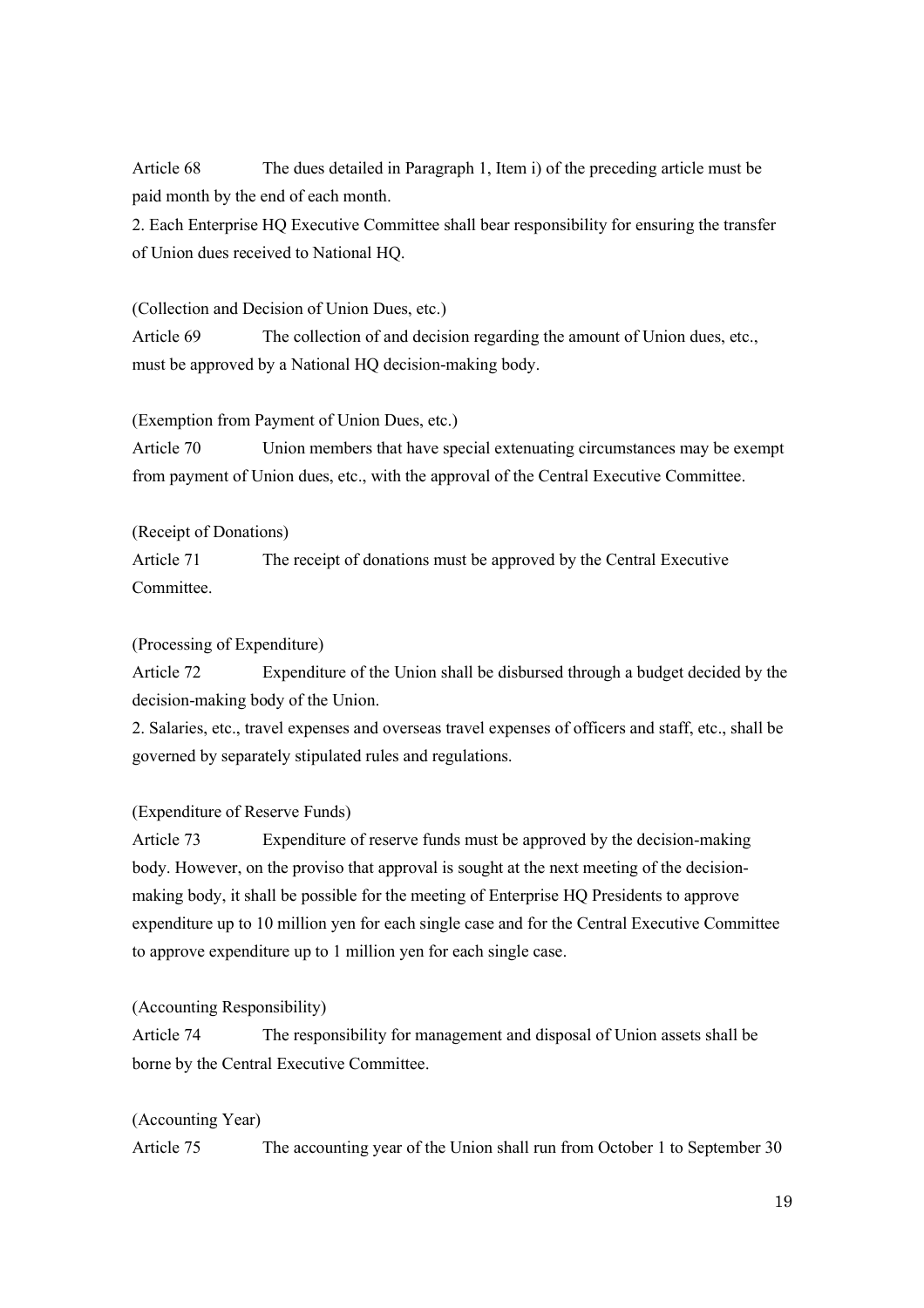Article 68 The dues detailed in Paragraph 1, Item i) of the preceding article must be paid month by the end of each month.

2. Each Enterprise HQ Executive Committee shall bear responsibility for ensuring the transfer of Union dues received to National HQ.

(Collection and Decision of Union Dues, etc.)

Article 69 The collection of and decision regarding the amount of Union dues, etc., must be approved by a National HQ decision-making body.

(Exemption from Payment of Union Dues, etc.)

Article 70 Union members that have special extenuating circumstances may be exempt from payment of Union dues, etc., with the approval of the Central Executive Committee.

(Receipt of Donations)

Article 71 The receipt of donations must be approved by the Central Executive Committee.

(Processing of Expenditure)

Article 72 Expenditure of the Union shall be disbursed through a budget decided by the decision-making body of the Union.

2. Salaries, etc., travel expenses and overseas travel expenses of officers and staff, etc., shall be governed by separately stipulated rules and regulations.

(Expenditure of Reserve Funds)

Article 73 Expenditure of reserve funds must be approved by the decision-making body. However, on the proviso that approval is sought at the next meeting of the decision-making body, it shall be possible for the meeting of Enterprise HQ Presidents to approve expenditure up to 10 million yen for each single case and for the Central Executive Committee to approve expenditure up to 1 million yen for each single case.

(Accounting Responsibility)

Article 74 The responsibility for management and disposal of Union assets shall be borne by the Central Executive Committee.

(Accounting Year)

Article 75 The accounting year of the Union shall run from October 1 to September 30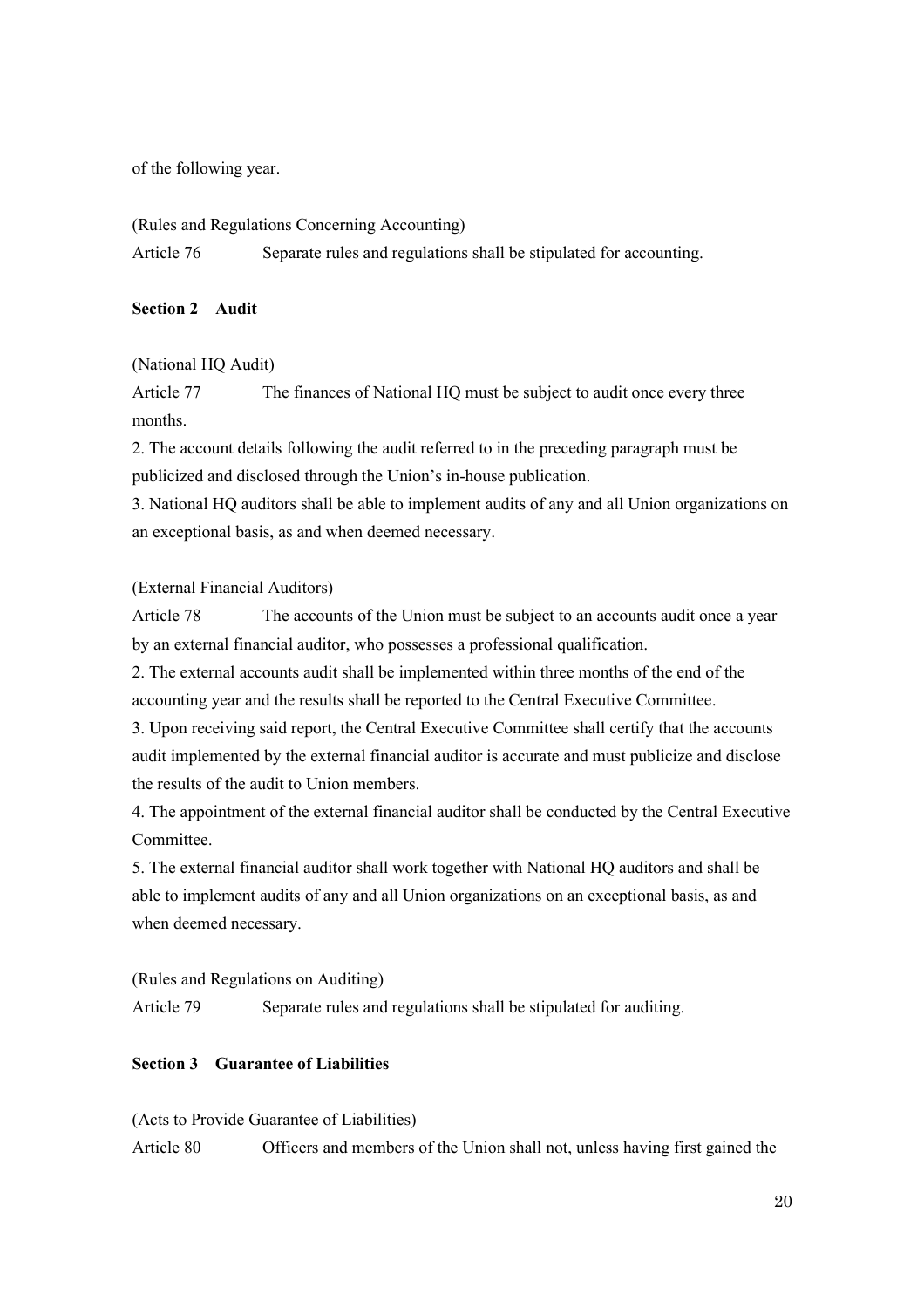of the following year.

(Rules and Regulations Concerning Accounting)

Article 76 Separate rules and regulations shall be stipulated for accounting.

### Section 2 Audit

(National HQ Audit)

Article 77 The finances of National HQ must be subject to audit once every three months.

2. The account details following the audit referred to in the preceding paragraph must be publicized and disclosed through the Union's in-house publication.

3. National HQ auditors shall be able to implement audits of any and all Union organizations on an exceptional basis, as and when deemed necessary.

(External Financial Auditors)

Article 78 The accounts of the Union must be subject to an accounts audit once a year by an external financial auditor, who possesses a professional qualification.

2. The external accounts audit shall be implemented within three months of the end of the accounting year and the results shall be reported to the Central Executive Committee.

3. Upon receiving said report, the Central Executive Committee shall certify that the accounts audit implemented by the external financial auditor is accurate and must publicize and disclose the results of the audit to Union members.

4. The appointment of the external financial auditor shall be conducted by the Central Executive Committee.

5. The external financial auditor shall work together with National HQ auditors and shall be able to implement audits of any and all Union organizations on an exceptional basis, as and when deemed necessary.

(Rules and Regulations on Auditing)

Article 79 Separate rules and regulations shall be stipulated for auditing.

### Section 3 Guarantee of Liabilities

(Acts to Provide Guarantee of Liabilities)

Article 80 Officers and members of the Union shall not, unless having first gained the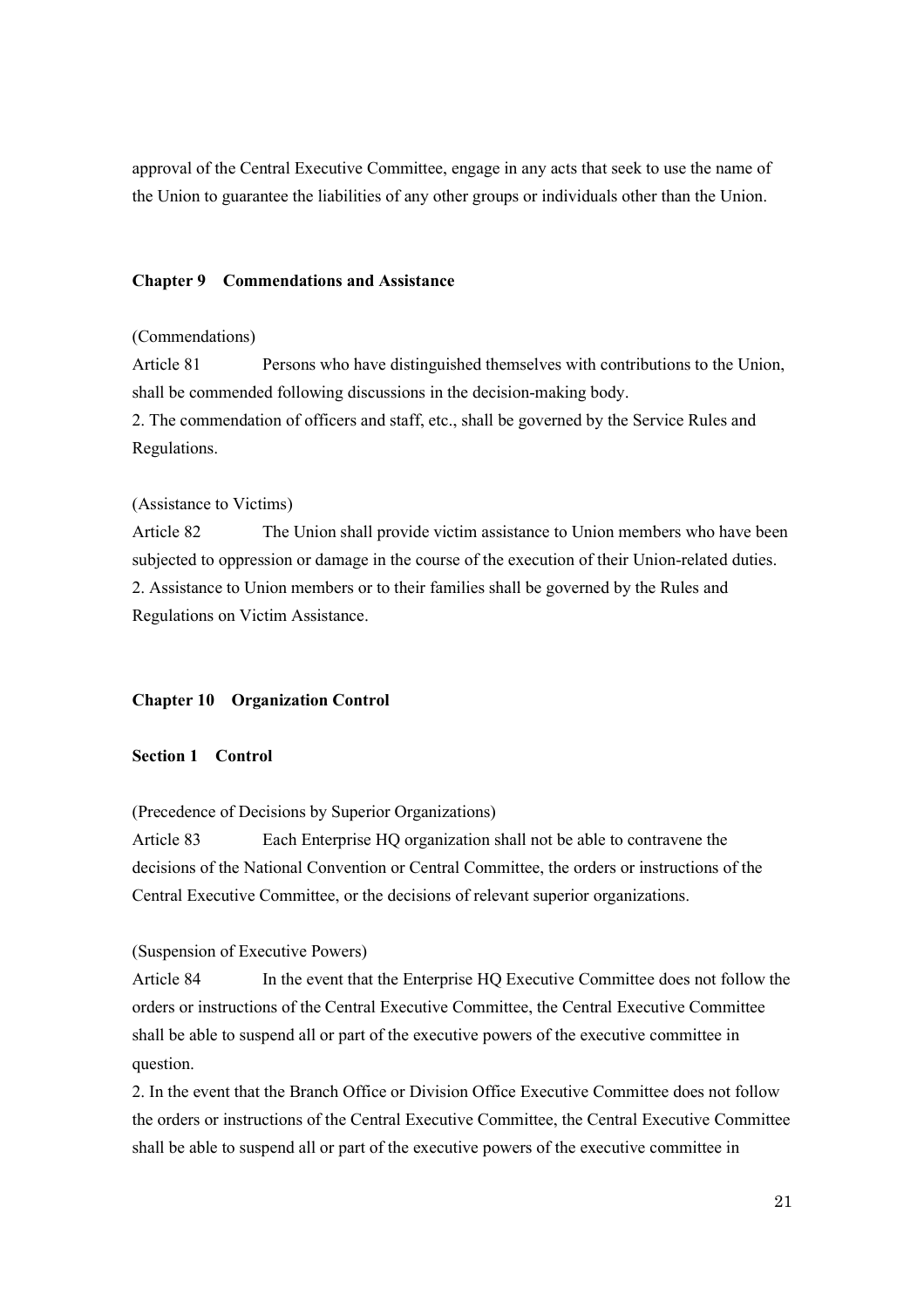approval of the Central Executive Committee, engage in any acts that seek to use the name of the Union to guarantee the liabilities of any other groups or individuals other than the Union.

## Chapter 9 Commendations and Assistance

(Commendations)

Article 81 Persons who have distinguished themselves with contributions to the Union, shall be commended following discussions in the decision-making body.

2. The commendation of officers and staff, etc., shall be governed by the Service Rules and Regulations.

(Assistance to Victims)

Article 82 The Union shall provide victim assistance to Union members who have been subjected to oppression or damage in the course of the execution of their Union-related duties.

2. Assistance to Union members or to their families shall be governed by the Rules and Regulations on Victim Assistance.

## Chapter 10 Organization Control

### Section 1 Control

(Precedence of Decisions by Superior Organizations)

Article 83 Each Enterprise HQ organization shall not be able to contravene the decisions of the National Convention or Central Committee, the orders or instructions of the Central Executive Committee, or the decisions of relevant superior organizations.

(Suspension of Executive Powers)

Article 84 In the event that the Enterprise HQ Executive Committee does not follow the orders or instructions of the Central Executive Committee, the Central Executive Committee shall be able to suspend all or part of the executive powers of the executive committee in question.

2. In the event that the Branch Office or Division Office Executive Committee does not follow the orders or instructions of the Central Executive Committee, the Central Executive Committee shall be able to suspend all or part of the executive powers of the executive committee in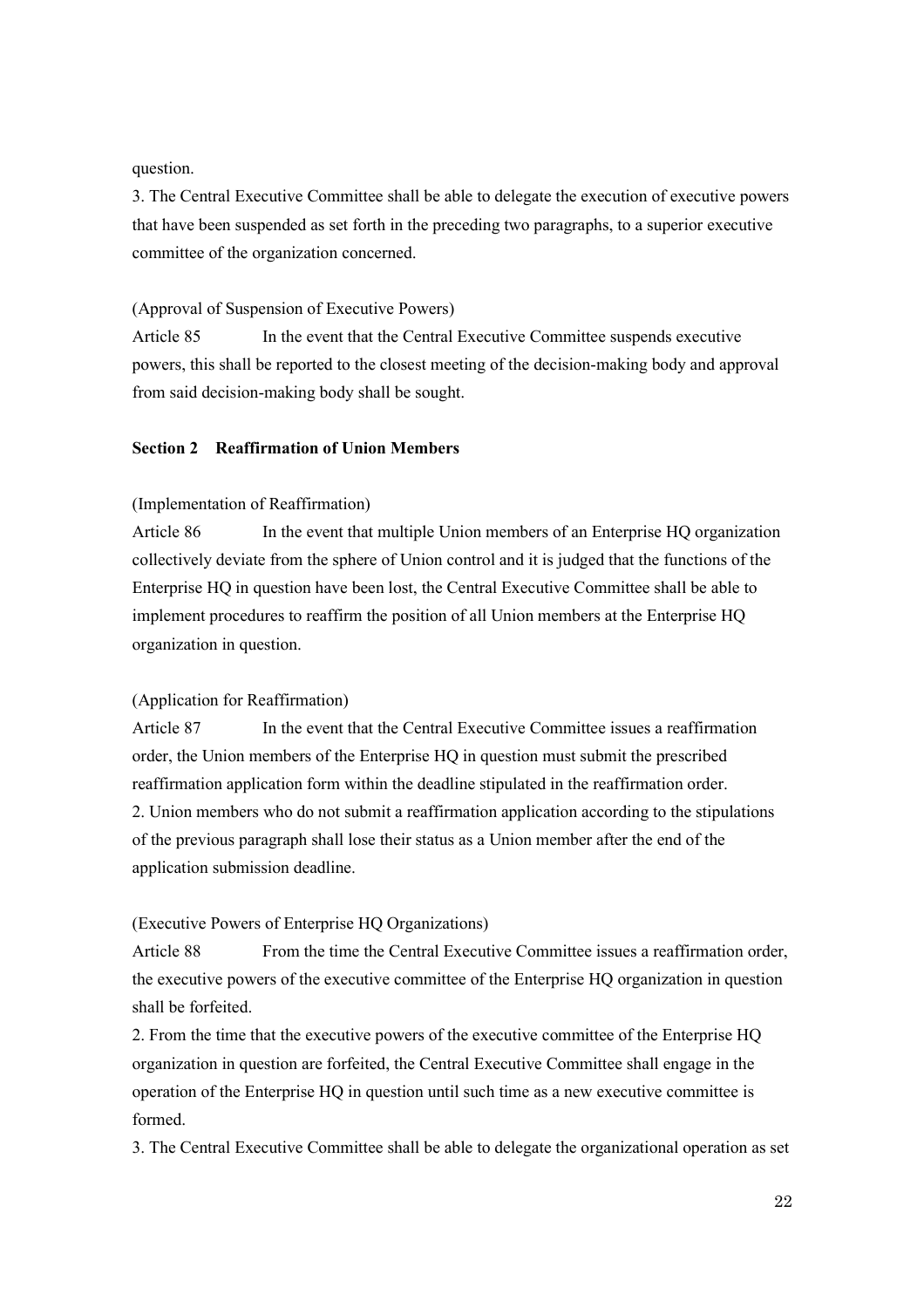question.

3. The Central Executive Committee shall be able to delegate the execution of executive powers that have been suspended as set forth in the preceding two paragraphs, to a superior executive committee of the organization concerned.

(Approval of Suspension of Executive Powers)

Article 85 In the event that the Central Executive Committee suspends executive powers, this shall be reported to the closest meeting of the decision-making body and approval from said decision-making body shall be sought.

### Section 2 Reaffirmation of Union Members

(Implementation of Reaffirmation)

Article 86 In the event that multiple Union members of an Enterprise HQ organization collectively deviate from the sphere of Union control and it is judged that the functions of the Enterprise HQ in question have been lost, the Central Executive Committee shall be able to implement procedures to reaffirm the position of all Union members at the Enterprise HQ organization in question.

(Application for Reaffirmation)

Article 87 In the event that the Central Executive Committee issues a reaffirmation order, the Union members of the Enterprise HQ in question must submit the prescribed reaffirmation application form within the deadline stipulated in the reaffirmation order.

2. Union members who do not submit a reaffirmation application according to the stipulations of the previous paragraph shall lose their status as a Union member after the end of the application submission deadline.

(Executive Powers of Enterprise HQ Organizations)

Article 88 From the time the Central Executive Committee issues a reaffirmation order, the executive powers of the executive committee of the Enterprise HQ organization in question shall be forfeited.

2. From the time that the executive powers of the executive committee of the Enterprise HQ organization in question are forfeited, the Central Executive Committee shall engage in the operation of the Enterprise HQ in question until such time as a new executive committee is formed.

3. The Central Executive Committee shall be able to delegate the organizational operation as set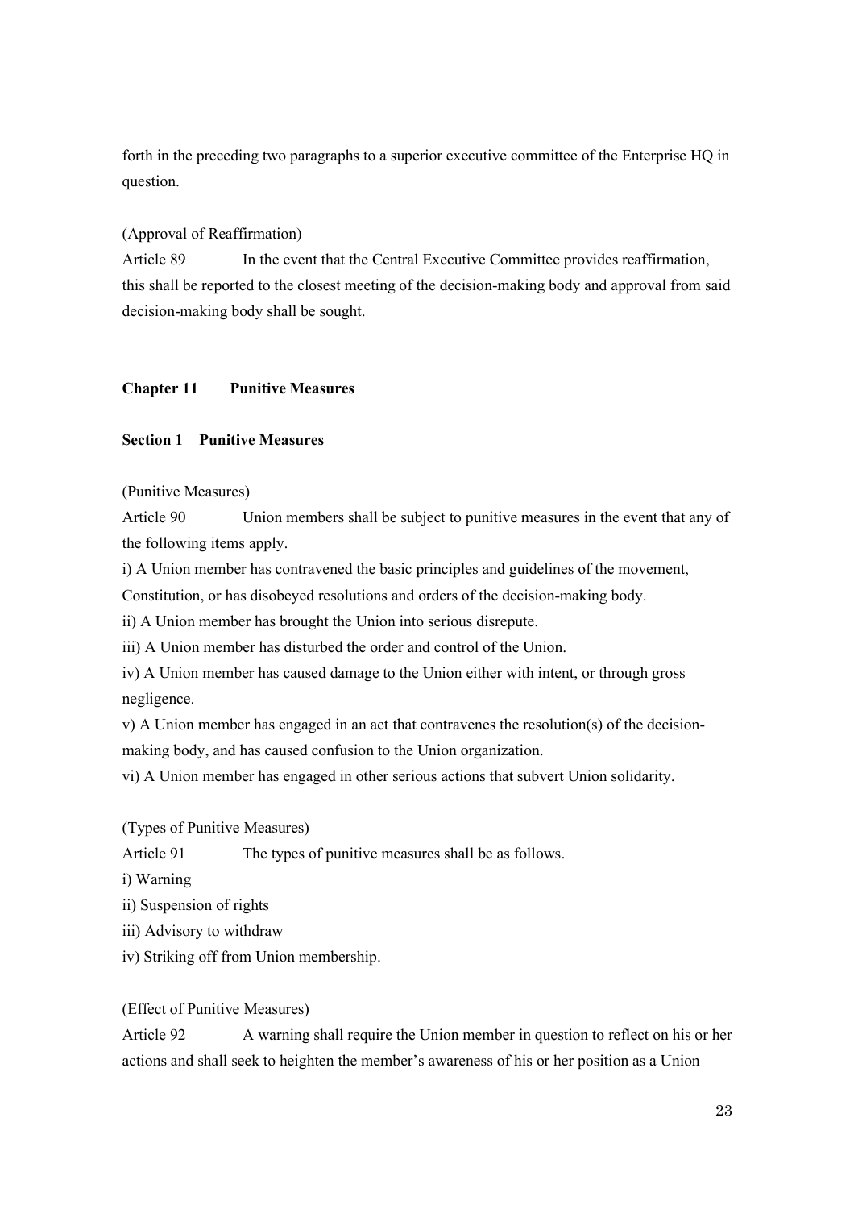forth in the preceding two paragraphs to a superior executive committee of the Enterprise HQ in question.

(Approval of Reaffirmation)

Article 89 In the event that the Central Executive Committee provides reaffirmation, this shall be reported to the closest meeting of the decision-making body and approval from said decision-making body shall be sought.

## Chapter 11 Punitive Measures

### Section 1 Punitive Measures

(Punitive Measures)

Article 90 Union members shall be subject to punitive measures in the event that any of the following items apply.

i) A Union member has contravened the basic principles and guidelines of the movement, Constitution, or has disobeyed resolutions and orders of the decision-making body.

ii) A Union member has brought the Union into serious disrepute.

iii) A Union member has disturbed the order and control of the Union.

iv) A Union member has caused damage to the Union either with intent, or through gross negligence.

v) A Union member has engaged in an act that contravenes the resolution(s) of the decision-making body, and has caused confusion to the Union organization.

vi) A Union member has engaged in other serious actions that subvert Union solidarity.

(Types of Punitive Measures)

Article 91 The types of punitive measures shall be as follows.

i) Warning

ii) Suspension of rights

iii) Advisory to withdraw

iv) Striking off from Union membership.

(Effect of Punitive Measures)

Article 92 A warning shall require the Union member in question to reflect on his or her actions and shall seek to heighten the member's awareness of his or her position as a Union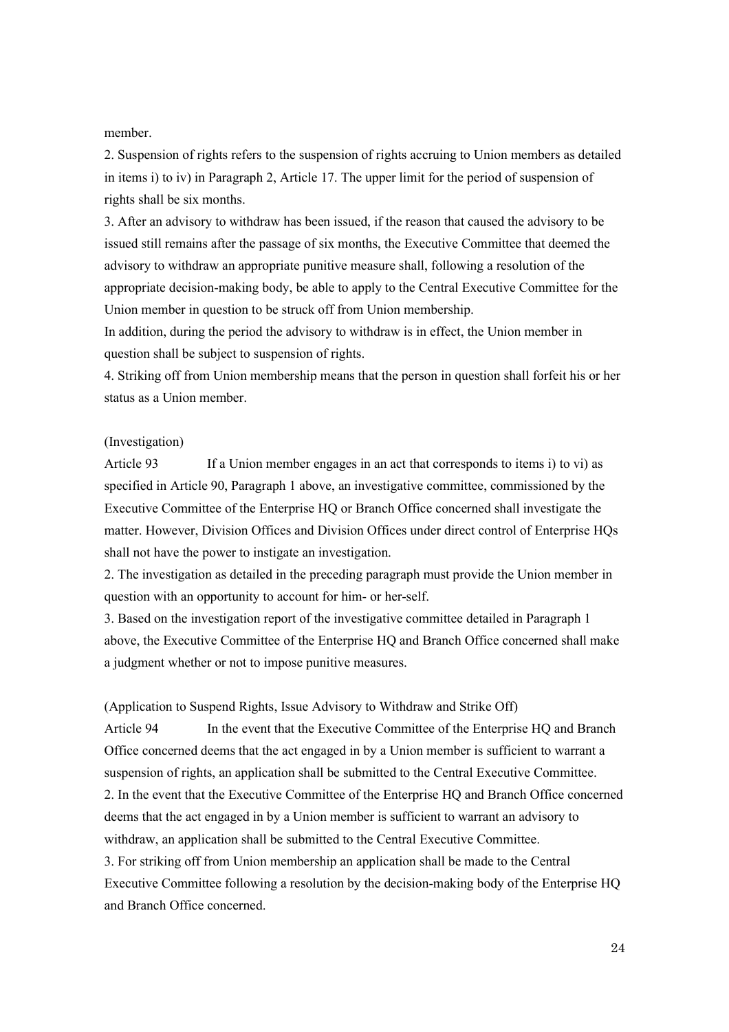member.

2. Suspension of rights refers to the suspension of rights accruing to Union members as detailed in items i) to iv) in Paragraph 2, Article 17. The upper limit for the period of suspension of rights shall be six months.

3. After an advisory to withdraw has been issued, if the reason that caused the advisory to be issued still remains after the passage of six months, the Executive Committee that deemed the advisory to withdraw an appropriate punitive measure shall, following a resolution of the appropriate decision-making body, be able to apply to the Central Executive Committee for the Union member in question to be struck off from Union membership.

In addition, during the period the advisory to withdraw is in effect, the Union member in question shall be subject to suspension of rights.

4. Striking off from Union membership means that the person in question shall forfeit his or her status as a Union member.

(Investigation)

Article 93 If a Union member engages in an act that corresponds to items i) to vi) as specified in Article 90, Paragraph 1 above, an investigative committee, commissioned by the Executive Committee of the Enterprise HQ or Branch Office concerned shall investigate the matter. However, Division Offices and Division Offices under direct control of Enterprise HQs shall not have the power to instigate an investigation.

2. The investigation as detailed in the preceding paragraph must provide the Union member in question with an opportunity to account for him- or her-self.

3. Based on the investigation report of the investigative committee detailed in Paragraph 1 above, the Executive Committee of the Enterprise HQ and Branch Office concerned shall make a judgment whether or not to impose punitive measures.

(Application to Suspend Rights, Issue Advisory to Withdraw and Strike Off)

Article 94 In the event that the Executive Committee of the Enterprise HQ and Branch Office concerned deems that the act engaged in by a Union member is sufficient to warrant a suspension of rights, an application shall be submitted to the Central Executive Committee.

2. In the event that the Executive Committee of the Enterprise HQ and Branch Office concerned deems that the act engaged in by a Union member is sufficient to warrant an advisory to withdraw, an application shall be submitted to the Central Executive Committee.

3. For striking off from Union membership an application shall be made to the Central Executive Committee following a resolution by the decision-making body of the Enterprise HQ and Branch Office concerned.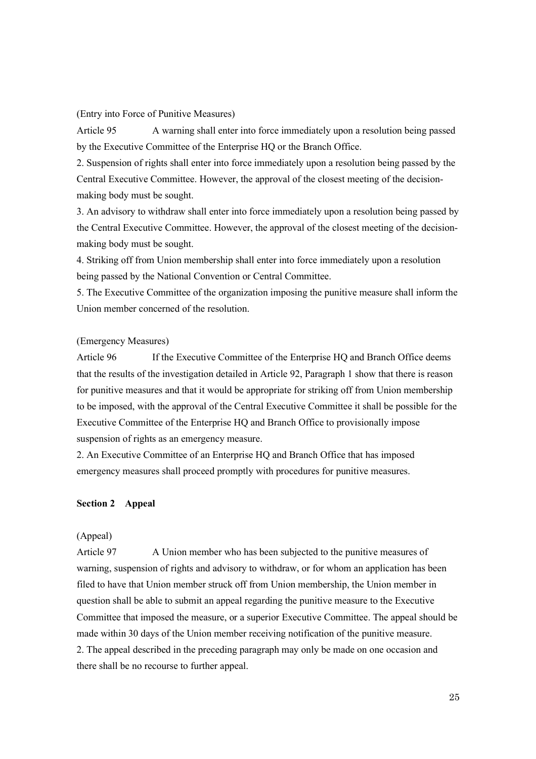(Entry into Force of Punitive Measures)

Article 95 A warning shall enter into force immediately upon a resolution being passed by the Executive Committee of the Enterprise HQ or the Branch Office.

2. Suspension of rights shall enter into force immediately upon a resolution being passed by the Central Executive Committee. However, the approval of the closest meeting of the decision-making body must be sought.

3. An advisory to withdraw shall enter into force immediately upon a resolution being passed by the Central Executive Committee. However, the approval of the closest meeting of the decision-making body must be sought.

4. Striking off from Union membership shall enter into force immediately upon a resolution being passed by the National Convention or Central Committee.

5. The Executive Committee of the organization imposing the punitive measure shall inform the Union member concerned of the resolution.

(Emergency Measures)

Article 96 If the Executive Committee of the Enterprise HQ and Branch Office deems that the results of the investigation detailed in Article 92, Paragraph 1 show that there is reason for punitive measures and that it would be appropriate for striking off from Union membership to be imposed, with the approval of the Central Executive Committee it shall be possible for the Executive Committee of the Enterprise HQ and Branch Office to provisionally impose suspension of rights as an emergency measure.

2. An Executive Committee of an Enterprise HQ and Branch Office that has imposed emergency measures shall proceed promptly with procedures for punitive measures.

**Section 2 Appeal**

(Appeal)

Article 97 A Union member who has been subjected to the punitive measures of warning, suspension of rights and advisory to withdraw, or for whom an application has been filed to have that Union member struck off from Union membership, the Union member in question shall be able to submit an appeal regarding the punitive measure to the Executive Committee that imposed the measure, or a superior Executive Committee. The appeal should be made within 30 days of the Union member receiving notification of the punitive measure.

2. The appeal described in the preceding paragraph may only be made on one occasion and there shall be no recourse to further appeal.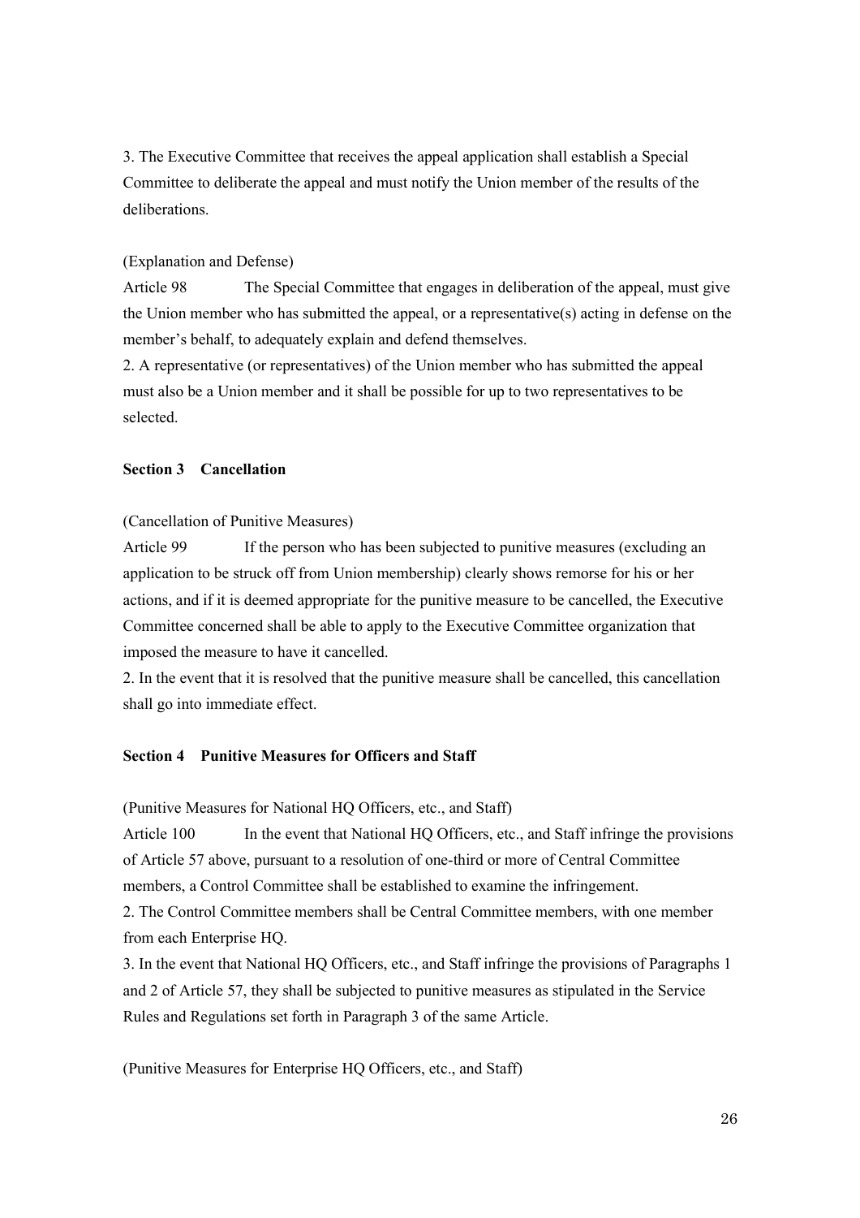3. The Executive Committee that receives the appeal application shall establish a Special Committee to deliberate the appeal and must notify the Union member of the results of the deliberations.

(Explanation and Defense)

Article 98 The Special Committee that engages in deliberation of the appeal, must give the Union member who has submitted the appeal, or a representative(s) acting in defense on the member's behalf, to adequately explain and defend themselves.

2. A representative (or representatives) of the Union member who has submitted the appeal must also be a Union member and it shall be possible for up to two representatives to be selected.

### Section 3 Cancellation

(Cancellation of Punitive Measures)

Article 99 If the person who has been subjected to punitive measures (excluding an application to be struck off from Union membership) clearly shows remorse for his or her actions, and if it is deemed appropriate for the punitive measure to be cancelled, the Executive Committee concerned shall be able to apply to the Executive Committee organization that imposed the measure to have it cancelled.

2. In the event that it is resolved that the punitive measure shall be cancelled, this cancellation shall go into immediate effect.

### Section 4 Punitive Measures for Officers and Staff

(Punitive Measures for National HQ Officers, etc., and Staff)

Article 100 In the event that National HQ Officers, etc., and Staff infringe the provisions of Article 57 above, pursuant to a resolution of one-third or more of Central Committee members, a Control Committee shall be established to examine the infringement.

2. The Control Committee members shall be Central Committee members, with one member from each Enterprise HQ.

3. In the event that National HQ Officers, etc., and Staff infringe the provisions of Paragraphs 1 and 2 of Article 57, they shall be subjected to punitive measures as stipulated in the Service Rules and Regulations set forth in Paragraph 3 of the same Article.

(Punitive Measures for Enterprise HQ Officers, etc., and Staff)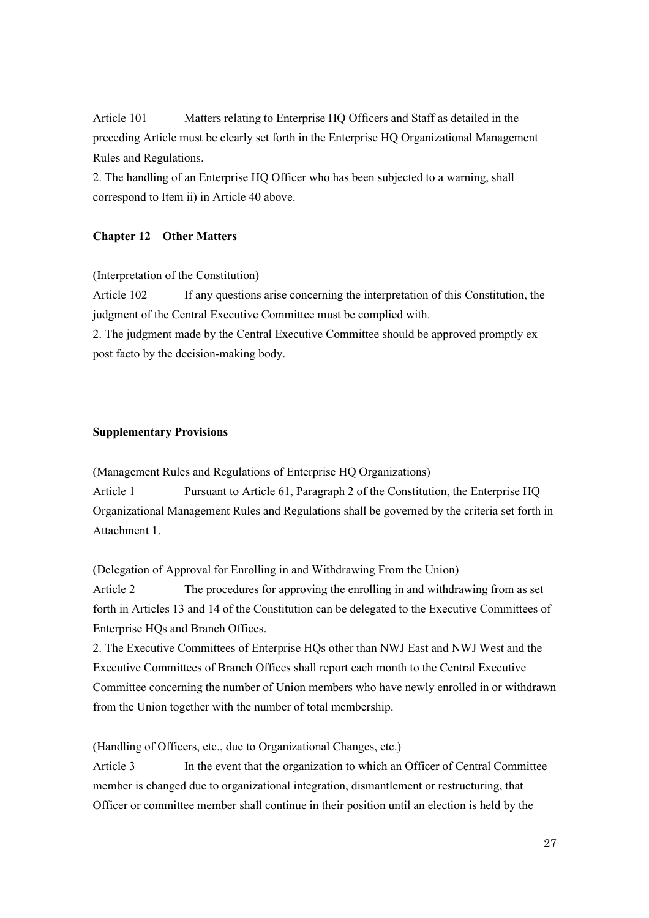Article 101 Matters relating to Enterprise HQ Officers and Staff as detailed in the preceding Article must be clearly set forth in the Enterprise HQ Organizational Management Rules and Regulations.

2. The handling of an Enterprise HQ Officer who has been subjected to a warning, shall correspond to Item ii) in Article 40 above.

## Chapter 12 Other Matters

(Interpretation of the Constitution)

Article 102 If any questions arise concerning the interpretation of this Constitution, the judgment of the Central Executive Committee must be complied with.

2. The judgment made by the Central Executive Committee should be approved promptly ex post facto by the decision-making body.

## Supplementary Provisions

(Management Rules and Regulations of Enterprise HQ Organizations)

Article 1 Pursuant to Article 61, Paragraph 2 of the Constitution, the Enterprise HQ Organizational Management Rules and Regulations shall be governed by the criteria set forth in Attachment 1.

(Delegation of Approval for Enrolling in and Withdrawing From the Union)

Article 2 The procedures for approving the enrolling in and withdrawing from as set forth in Articles 13 and 14 of the Constitution can be delegated to the Executive Committees of Enterprise HQs and Branch Offices.

2. The Executive Committees of Enterprise HQs other than NWJ East and NWJ West and the Executive Committees of Branch Offices shall report each month to the Central Executive Committee concerning the number of Union members who have newly enrolled in or withdrawn from the Union together with the number of total membership.

(Handling of Officers, etc., due to Organizational Changes, etc.)

Article 3 In the event that the organization to which an Officer of Central Committee member is changed due to organizational integration, dismantlement or restructuring, that Officer or committee member shall continue in their position until an election is held by the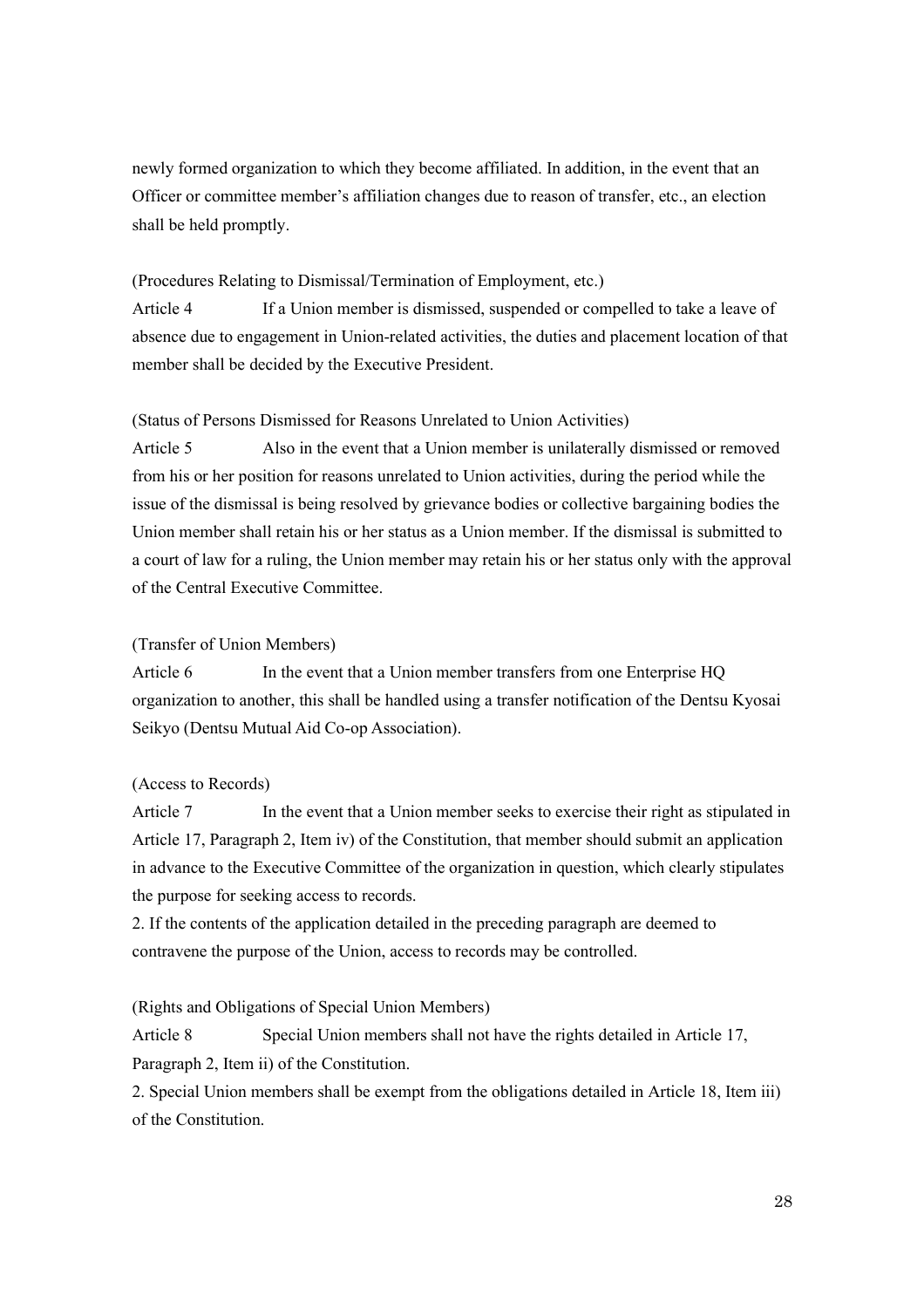newly formed organization to which they become affiliated. In addition, in the event that an Officer or committee member's affiliation changes due to reason of transfer, etc., an election shall be held promptly.

(Procedures Relating to Dismissal/Termination of Employment, etc.)

Article 4 If a Union member is dismissed, suspended or compelled to take a leave of absence due to engagement in Union-related activities, the duties and placement location of that member shall be decided by the Executive President.

(Status of Persons Dismissed for Reasons Unrelated to Union Activities)

Article 5 Also in the event that a Union member is unilaterally dismissed or removed from his or her position for reasons unrelated to Union activities, during the period while the issue of the dismissal is being resolved by grievance bodies or collective bargaining bodies the Union member shall retain his or her status as a Union member. If the dismissal is submitted to a court of law for a ruling, the Union member may retain his or her status only with the approval of the Central Executive Committee.

(Transfer of Union Members)

Article 6 In the event that a Union member transfers from one Enterprise HQ organization to another, this shall be handled using a transfer notification of the Dentsu Kyosai Seikyo (Dentsu Mutual Aid Co-op Association).

(Access to Records)

Article 7 In the event that a Union member seeks to exercise their right as stipulated in Article 17, Paragraph 2, Item iv) of the Constitution, that member should submit an application in advance to the Executive Committee of the organization in question, which clearly stipulates the purpose for seeking access to records.

2. If the contents of the application detailed in the preceding paragraph are deemed to contravene the purpose of the Union, access to records may be controlled.

(Rights and Obligations of Special Union Members)

Article 8 Special Union members shall not have the rights detailed in Article 17, Paragraph 2, Item ii) of the Constitution.

2. Special Union members shall be exempt from the obligations detailed in Article 18, Item iii) of the Constitution.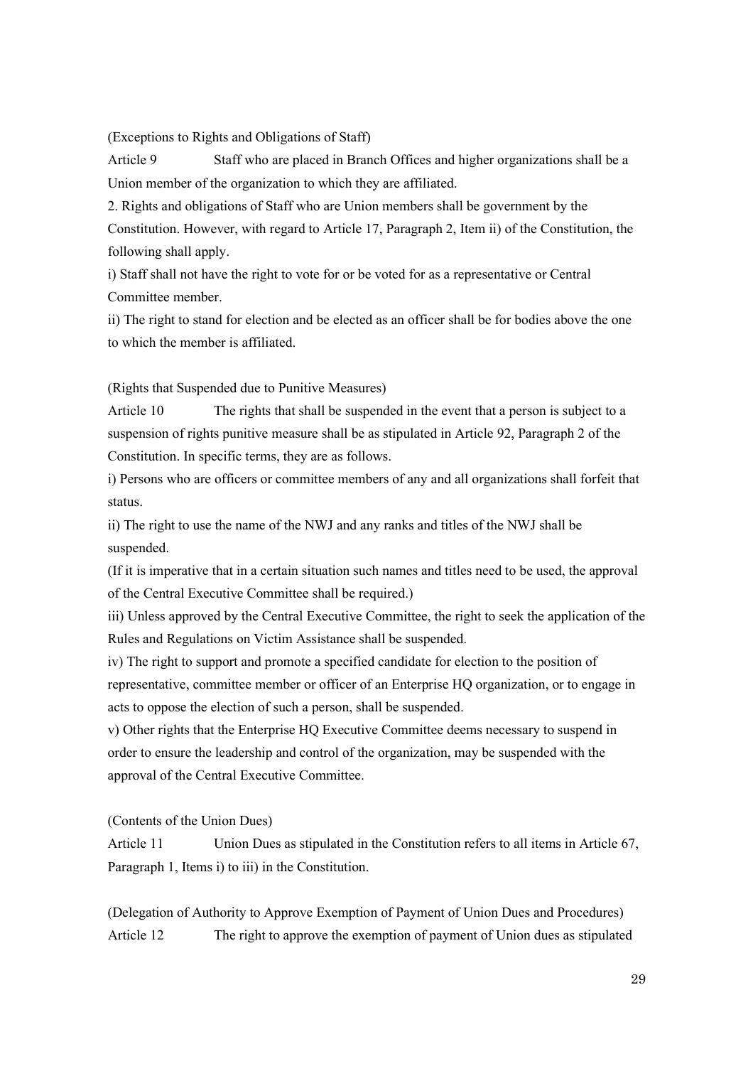(Exceptions to Rights and Obligations of Staff)

Article 9 Staff who are placed in Branch Offices and higher organizations shall be a Union member of the organization to which they are affiliated.

2. Rights and obligations of Staff who are Union members shall be government by the Constitution. However, with regard to Article 17, Paragraph 2, Item ii) of the Constitution, the following shall apply.

i) Staff shall not have the right to vote for or be voted for as a representative or Central Committee member.

ii) The right to stand for election and be elected as an officer shall be for bodies above the one to which the member is affiliated.

(Rights that Suspended due to Punitive Measures)

Article 10 The rights that shall be suspended in the event that a person is subject to a suspension of rights punitive measure shall be as stipulated in Article 92, Paragraph 2 of the Constitution. In specific terms, they are as follows.

i) Persons who are officers or committee members of any and all organizations shall forfeit that status.

ii) The right to use the name of the NWJ and any ranks and titles of the NWJ shall be suspended.

(If it is imperative that in a certain situation such names and titles need to be used, the approval of the Central Executive Committee shall be required.)

iii) Unless approved by the Central Executive Committee, the right to seek the application of the Rules and Regulations on Victim Assistance shall be suspended.

iv) The right to support and promote a specified candidate for election to the position of representative, committee member or officer of an Enterprise HQ organization, or to engage in acts to oppose the election of such a person, shall be suspended.

v) Other rights that the Enterprise HQ Executive Committee deems necessary to suspend in order to ensure the leadership and control of the organization, may be suspended with the approval of the Central Executive Committee.

(Contents of the Union Dues)

Article 11 Union Dues as stipulated in the Constitution refers to all items in Article 67, Paragraph 1, Items i) to iii) in the Constitution.

(Delegation of Authority to Approve Exemption of Payment of Union Dues and Procedures)

Article 12 The right to approve the exemption of payment of Union dues as stipulated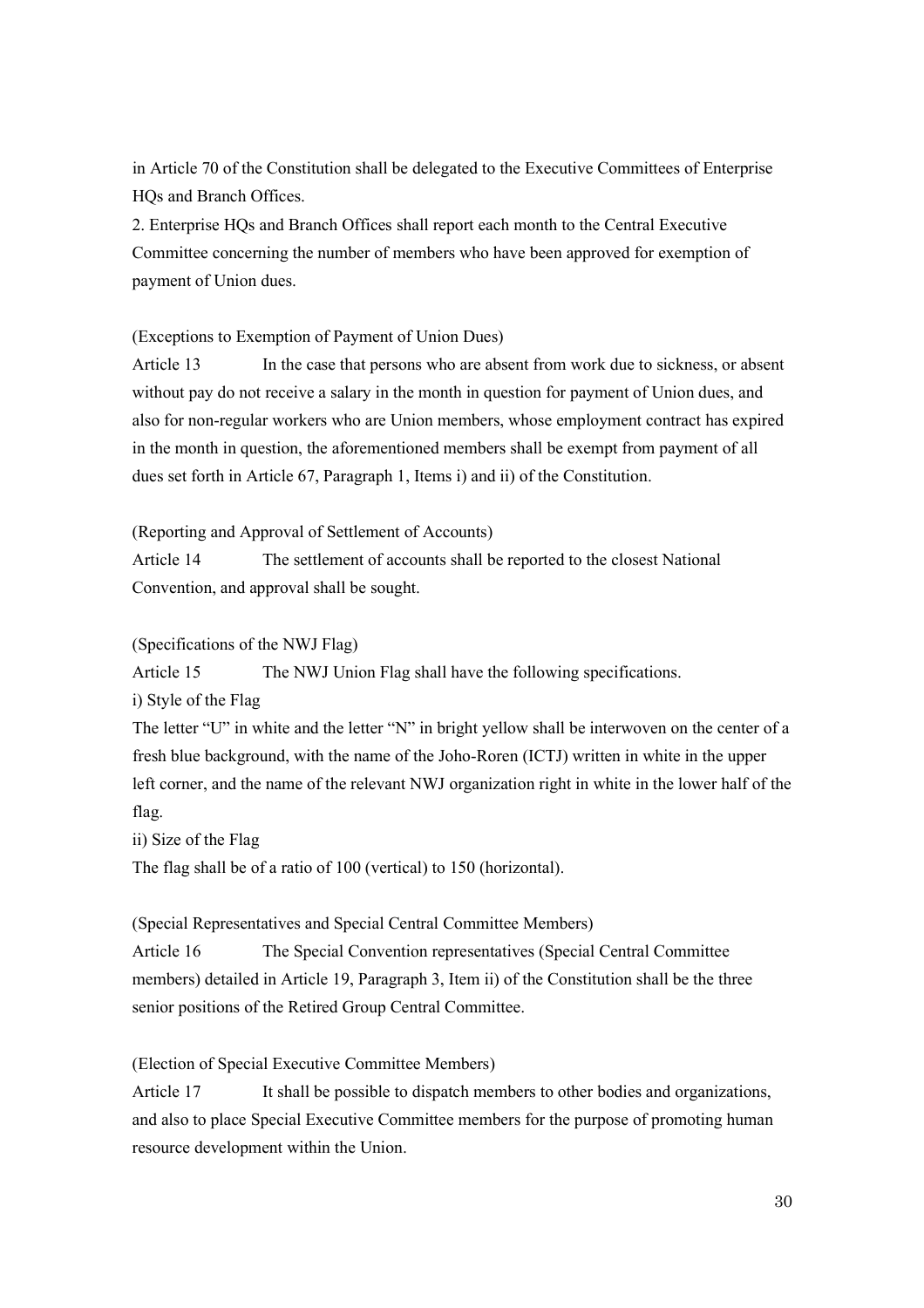in Article 70 of the Constitution shall be delegated to the Executive Committees of Enterprise HQs and Branch Offices.

2. Enterprise HQs and Branch Offices shall report each month to the Central Executive Committee concerning the number of members who have been approved for exemption of payment of Union dues.

(Exceptions to Exemption of Payment of Union Dues)

Article 13 In the case that persons who are absent from work due to sickness, or absent without pay do not receive a salary in the month in question for payment of Union dues, and also for non-regular workers who are Union members, whose employment contract has expired in the month in question, the aforementioned members shall be exempt from payment of all dues set forth in Article 67, Paragraph 1, Items i) and ii) of the Constitution.

(Reporting and Approval of Settlement of Accounts)

Article 14 The settlement of accounts shall be reported to the closest National Convention, and approval shall be sought.

(Specifications of the NWJ Flag)

Article 15 The NWJ Union Flag shall have the following specifications.

i) Style of the Flag

The letter "U" in white and the letter "N" in bright yellow shall be interwoven on the center of a fresh blue background, with the name of the Joho-Roren (ICTJ) written in white in the upper left corner, and the name of the relevant NWJ organization right in white in the lower half of the flag.

ii) Size of the Flag

The flag shall be of a ratio of 100 (vertical) to 150 (horizontal).

(Special Representatives and Special Central Committee Members)

Article 16 The Special Convention representatives (Special Central Committee members) detailed in Article 19, Paragraph 3, Item ii) of the Constitution shall be the three senior positions of the Retired Group Central Committee.

(Election of Special Executive Committee Members)

Article 17 It shall be possible to dispatch members to other bodies and organizations, and also to place Special Executive Committee members for the purpose of promoting human resource development within the Union.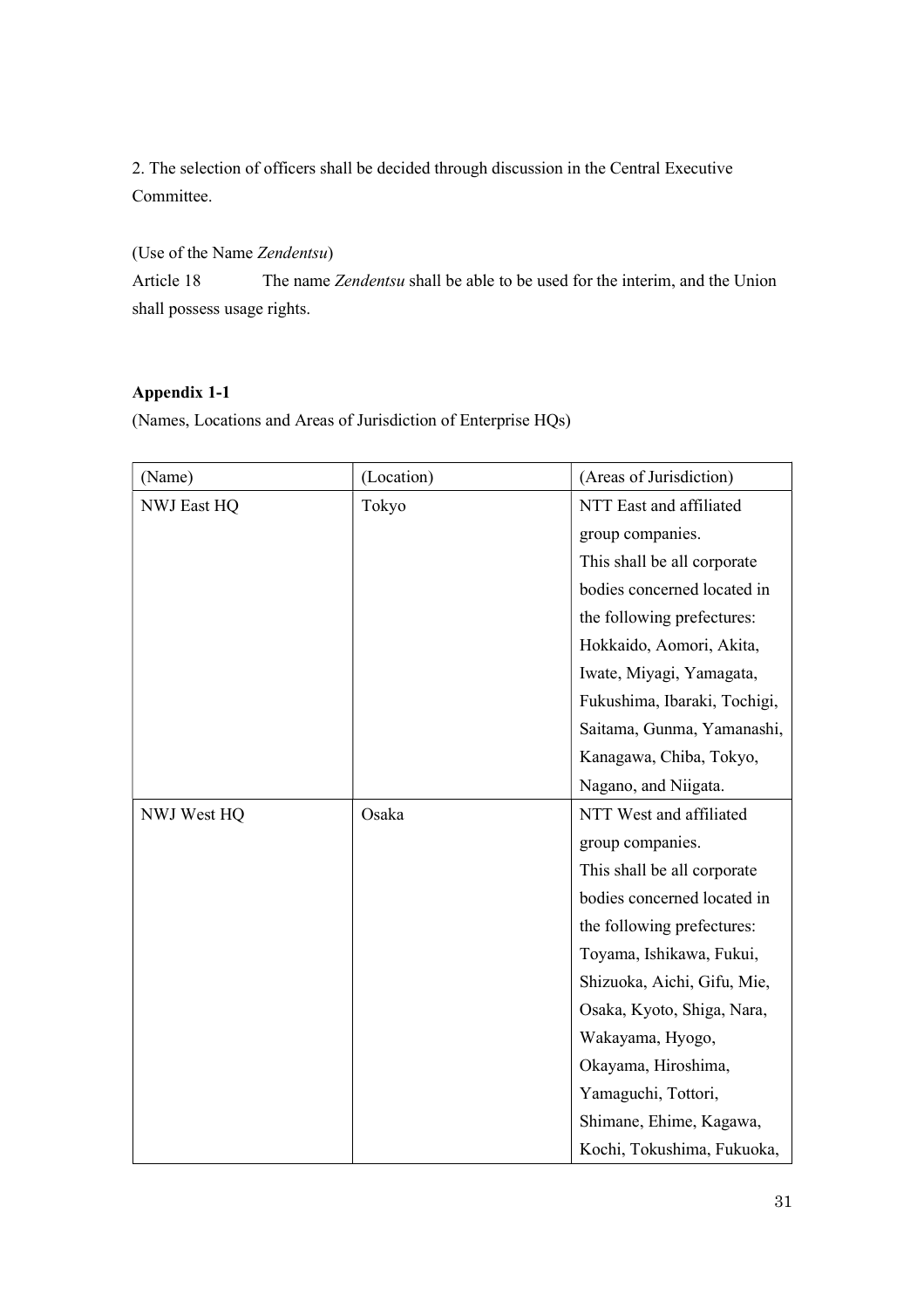2. The selection of officers shall be decided through discussion in the Central Executive Committee.

(Use of the Name *Zendentsu*)

Article 18 The name *Zendentsu* shall be able to be used for the interim, and the Union shall possess usage rights.

**Appendix 1-1**

(Names, Locations and Areas of Jurisdiction of Enterprise HQs)

| (Name) | (Location) | (Areas of Jurisdiction) |
| --- | --- | --- |
| NWJ East HQ | Tokyo | NTT East and affiliated group companies. This shall be all corporate bodies concerned located in the following prefectures: Hokkaido, Aomori, Akita, Iwate, Miyagi, Yamagata, Fukushima, Ibaraki, Tochigi, Saitama, Gunma, Yamanashi, Kanagawa, Chiba, Tokyo, Nagano, and Niigata. |
| NWJ West HQ | Osaka | NTT West and affiliated group companies. This shall be all corporate bodies concerned located in the following prefectures: Toyama, Ishikawa, Fukui, Shizuoka, Aichi, Gifu, Mie, Osaka, Kyoto, Shiga, Nara, Wakayama, Hyogo, Okayama, Hiroshima, Yamaguchi, Tottori, Shimane, Ehime, Kagawa, Kochi, Tokushima, Fukuoka, |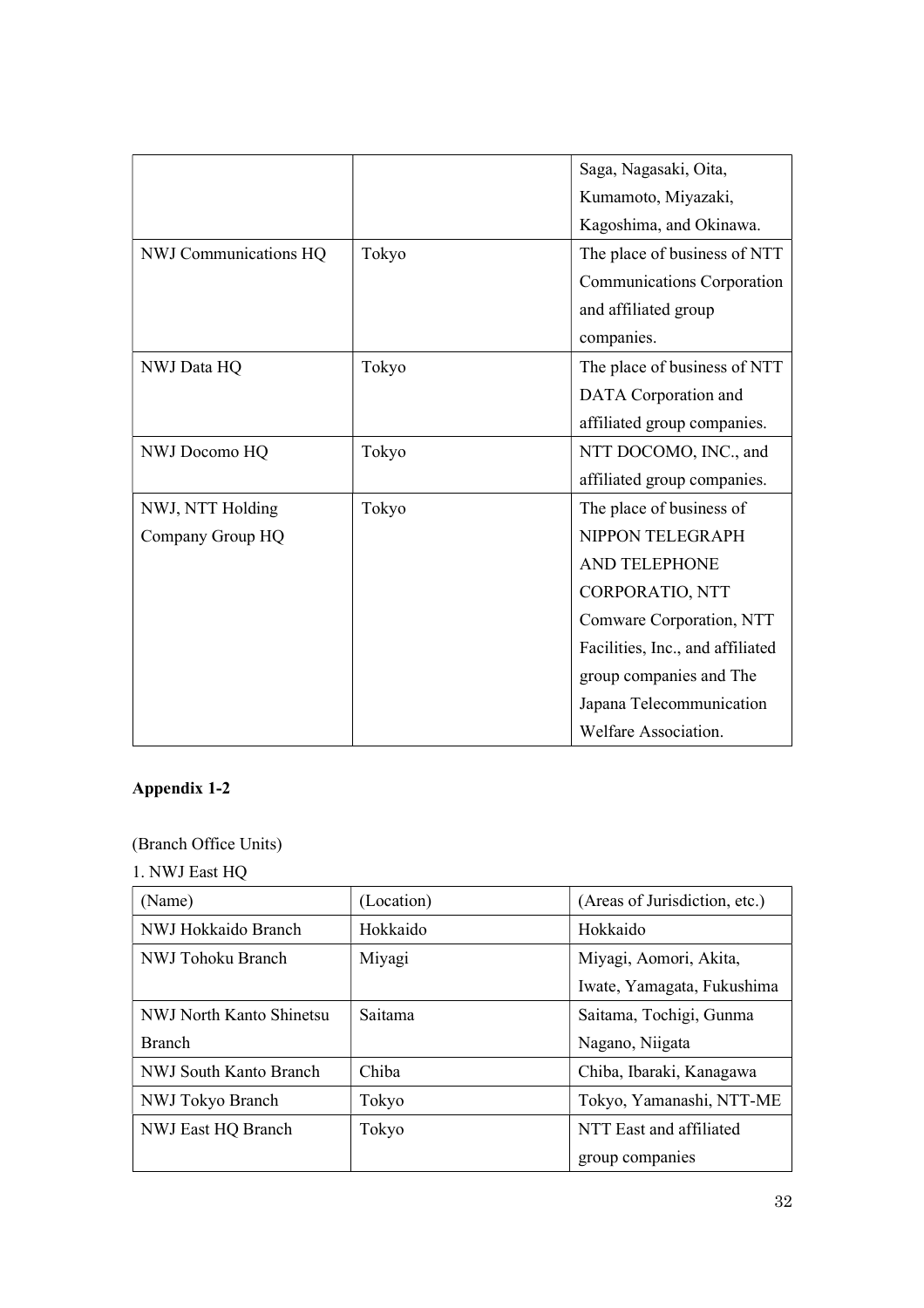| | | |
|---|---|---|
| | | Saga, Nagasaki, Oita, Kumamoto, Miyazaki, Kagoshima, and Okinawa. |
| NWJ Communications HQ | Tokyo | The place of business of NTT Communications Corporation and affiliated group companies. |
| NWJ Data HQ | Tokyo | The place of business of NTT DATA Corporation and affiliated group companies. |
| NWJ Docomo HQ | Tokyo | NTT DOCOMO, INC., and affiliated group companies. |
| NWJ, NTT Holding Company Group HQ | Tokyo | The place of business of NIPPON TELEGRAPH AND TELEPHONE CORPORATIO, NTT Comware Corporation, NTT Facilities, Inc., and affiliated group companies and The Japana Telecommunication Welfare Association. |

**Appendix 1-2**

(Branch Office Units)

1. NWJ East HQ

| (Name) | (Location) | (Areas of Jurisdiction, etc.) |
|---|---|---|
| NWJ Hokkaido Branch | Hokkaido | Hokkaido |
| NWJ Tohoku Branch | Miyagi | Miyagi, Aomori, Akita, Iwate, Yamagata, Fukushima |
| NWJ North Kanto Shinetsu Branch | Saitama | Saitama, Tochigi, Gunma Nagano, Niigata |
| NWJ South Kanto Branch | Chiba | Chiba, Ibaraki, Kanagawa |
| NWJ Tokyo Branch | Tokyo | Tokyo, Yamanashi, NTT-ME |
| NWJ East HQ Branch | Tokyo | NTT East and affiliated group companies |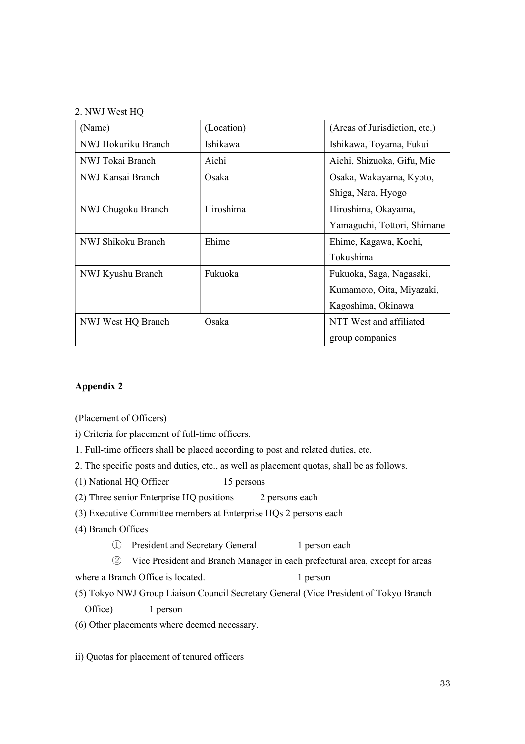2. NWJ West HQ

| (Name) | (Location) | (Areas of Jurisdiction, etc.) |
|---|---|---|
| NWJ Hokuriku Branch | Ishikawa | Ishikawa, Toyama, Fukui |
| NWJ Tokai Branch | Aichi | Aichi, Shizuoka, Gifu, Mie |
| NWJ Kansai Branch | Osaka | Osaka, Wakayama, Kyoto, Shiga, Nara, Hyogo |
| NWJ Chugoku Branch | Hiroshima | Hiroshima, Okayama, Yamaguchi, Tottori, Shimane |
| NWJ Shikoku Branch | Ehime | Ehime, Kagawa, Kochi, Tokushima |
| NWJ Kyushu Branch | Fukuoka | Fukuoka, Saga, Nagasaki, Kumamoto, Oita, Miyazaki, Kagoshima, Okinawa |
| NWJ West HQ Branch | Osaka | NTT West and affiliated group companies |

**Appendix 2**

(Placement of Officers)

i) Criteria for placement of full-time officers.

1. Full-time officers shall be placed according to post and related duties, etc.
2. The specific posts and duties, etc., as well as placement quotas, shall be as follows.

(1) National HQ Officer 15 persons

(2) Three senior Enterprise HQ positions 2 persons each

(3) Executive Committee members at Enterprise HQs 2 persons each

(4) Branch Offices

① President and Secretary General 1 person each

② Vice President and Branch Manager in each prefectural area, except for areas where a Branch Office is located. 1 person

(5) Tokyo NWJ Group Liaison Council Secretary General (Vice President of Tokyo Branch Office) 1 person

(6) Other placements where deemed necessary.

ii) Quotas for placement of tenured officers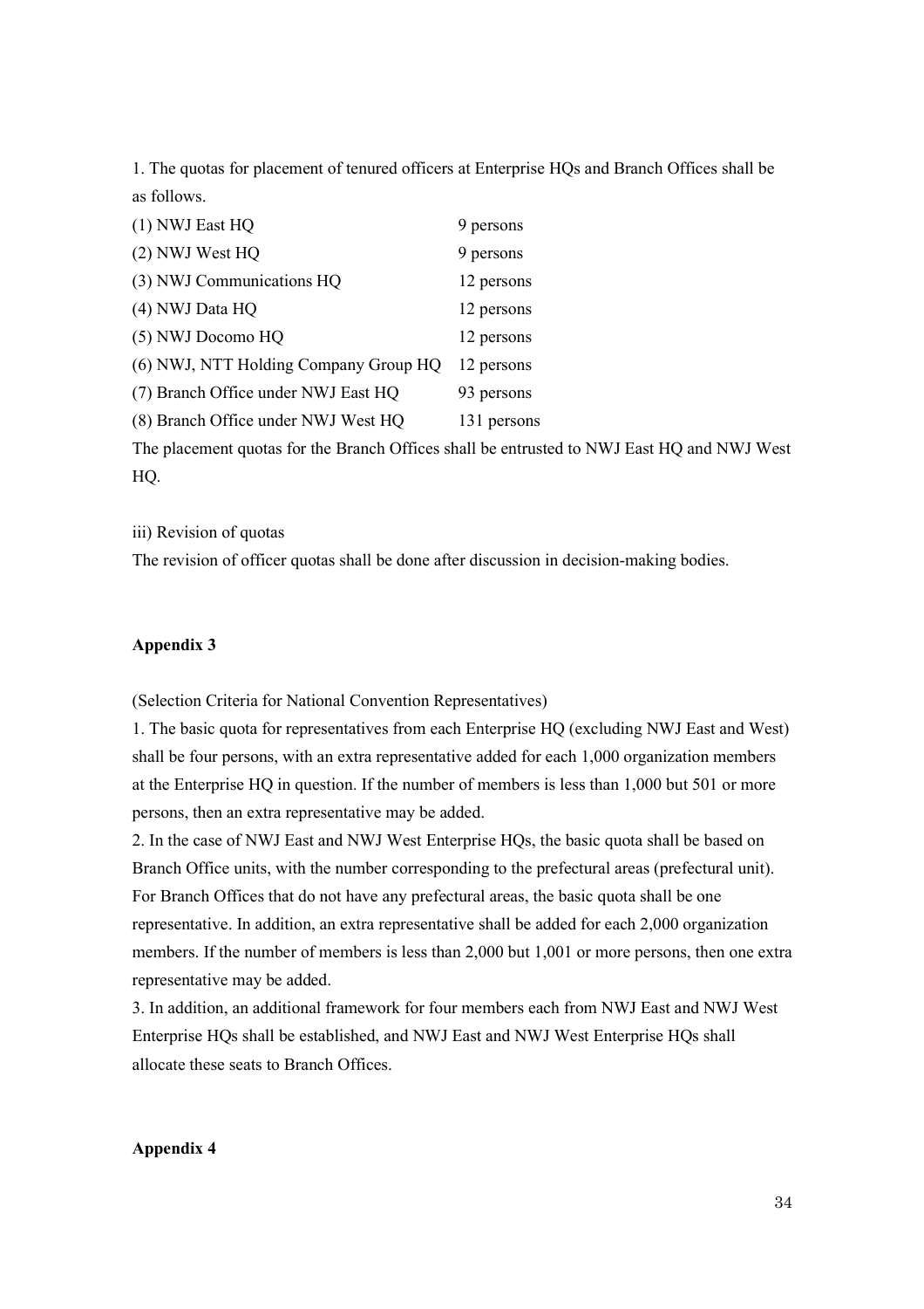1. The quotas for placement of tenured officers at Enterprise HQs and Branch Offices shall be as follows.

| | |
|---|---|
| (1) NWJ East HQ | 9 persons |
| (2) NWJ West HQ | 9 persons |
| (3) NWJ Communications HQ | 12 persons |
| (4) NWJ Data HQ | 12 persons |
| (5) NWJ Docomo HQ | 12 persons |
| (6) NWJ, NTT Holding Company Group HQ | 12 persons |
| (7) Branch Office under NWJ East HQ | 93 persons |
| (8) Branch Office under NWJ West HQ | 131 persons |

The placement quotas for the Branch Offices shall be entrusted to NWJ East HQ and NWJ West HQ.

iii) Revision of quotas

The revision of officer quotas shall be done after discussion in decision-making bodies.

**Appendix 3**

(Selection Criteria for National Convention Representatives)

1. The basic quota for representatives from each Enterprise HQ (excluding NWJ East and West) shall be four persons, with an extra representative added for each 1,000 organization members at the Enterprise HQ in question. If the number of members is less than 1,000 but 501 or more persons, then an extra representative may be added.

2. In the case of NWJ East and NWJ West Enterprise HQs, the basic quota shall be based on Branch Office units, with the number corresponding to the prefectural areas (prefectural unit). For Branch Offices that do not have any prefectural areas, the basic quota shall be one representative. In addition, an extra representative shall be added for each 2,000 organization members. If the number of members is less than 2,000 but 1,001 or more persons, then one extra representative may be added.

3. In addition, an additional framework for four members each from NWJ East and NWJ West Enterprise HQs shall be established, and NWJ East and NWJ West Enterprise HQs shall allocate these seats to Branch Offices.

**Appendix 4**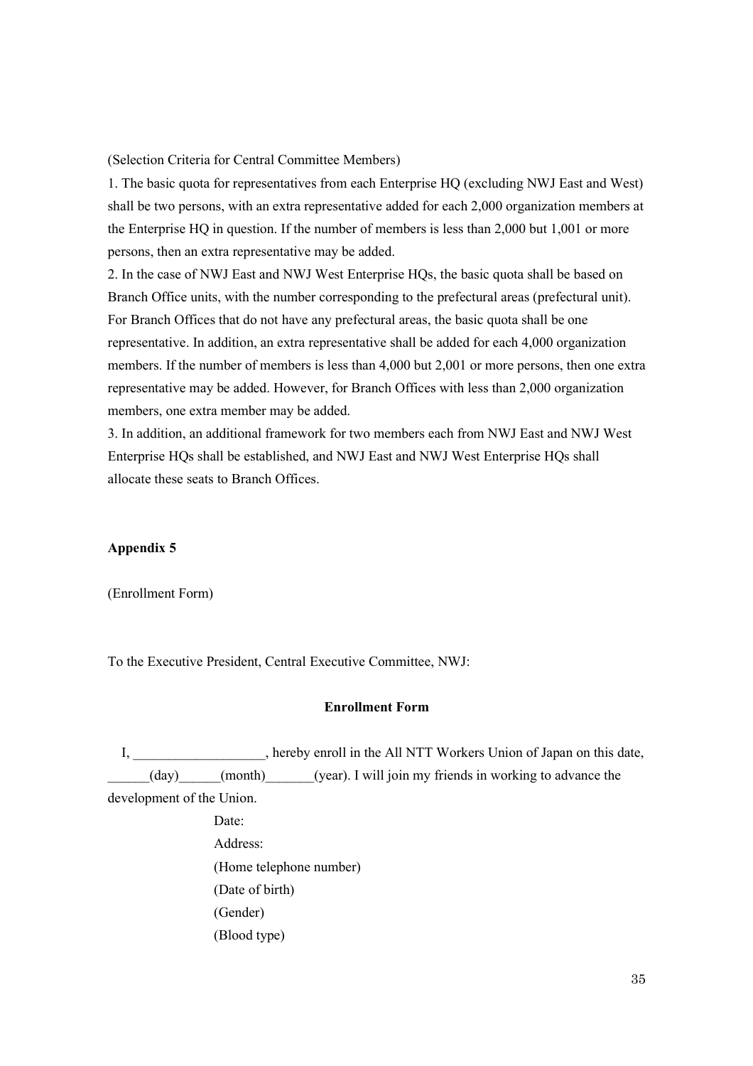(Selection Criteria for Central Committee Members)

1. The basic quota for representatives from each Enterprise HQ (excluding NWJ East and West) shall be two persons, with an extra representative added for each 2,000 organization members at the Enterprise HQ in question. If the number of members is less than 2,000 but 1,001 or more persons, then an extra representative may be added.
2. In the case of NWJ East and NWJ West Enterprise HQs, the basic quota shall be based on Branch Office units, with the number corresponding to the prefectural areas (prefectural unit). For Branch Offices that do not have any prefectural areas, the basic quota shall be one representative. In addition, an extra representative shall be added for each 4,000 organization members. If the number of members is less than 4,000 but 2,001 or more persons, then one extra representative may be added. However, for Branch Offices with less than 2,000 organization members, one extra member may be added.
3. In addition, an additional framework for two members each from NWJ East and NWJ West Enterprise HQs shall be established, and NWJ East and NWJ West Enterprise HQs shall allocate these seats to Branch Offices.

**Appendix 5**

(Enrollment Form)

To the Executive President, Central Executive Committee, NWJ:

**Enrollment Form**

I, ___________________, hereby enroll in the All NTT Workers Union of Japan on this date, ______(day)______(month)_______(year). I will join my friends in working to advance the development of the Union.

Date:
Address:
(Home telephone number)
(Date of birth)
(Gender)
(Blood type)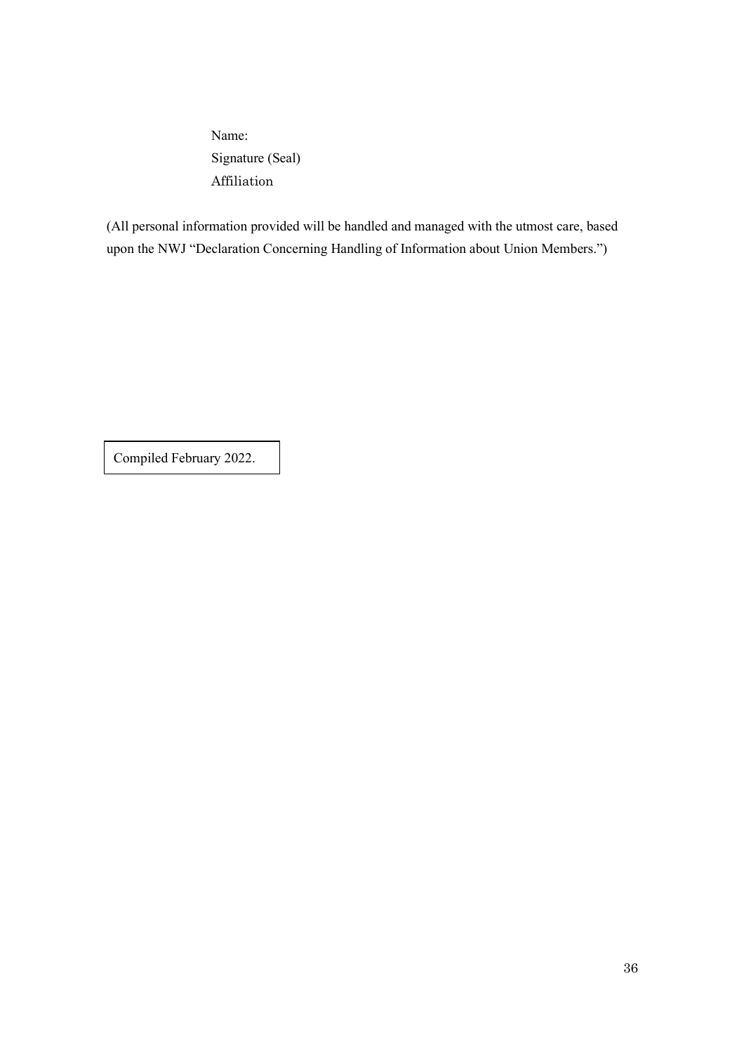Name:

Signature (Seal)

Affiliation

(All personal information provided will be handled and managed with the utmost care, based upon the NWJ “Declaration Concerning Handling of Information about Union Members.”)

Compiled February 2022.